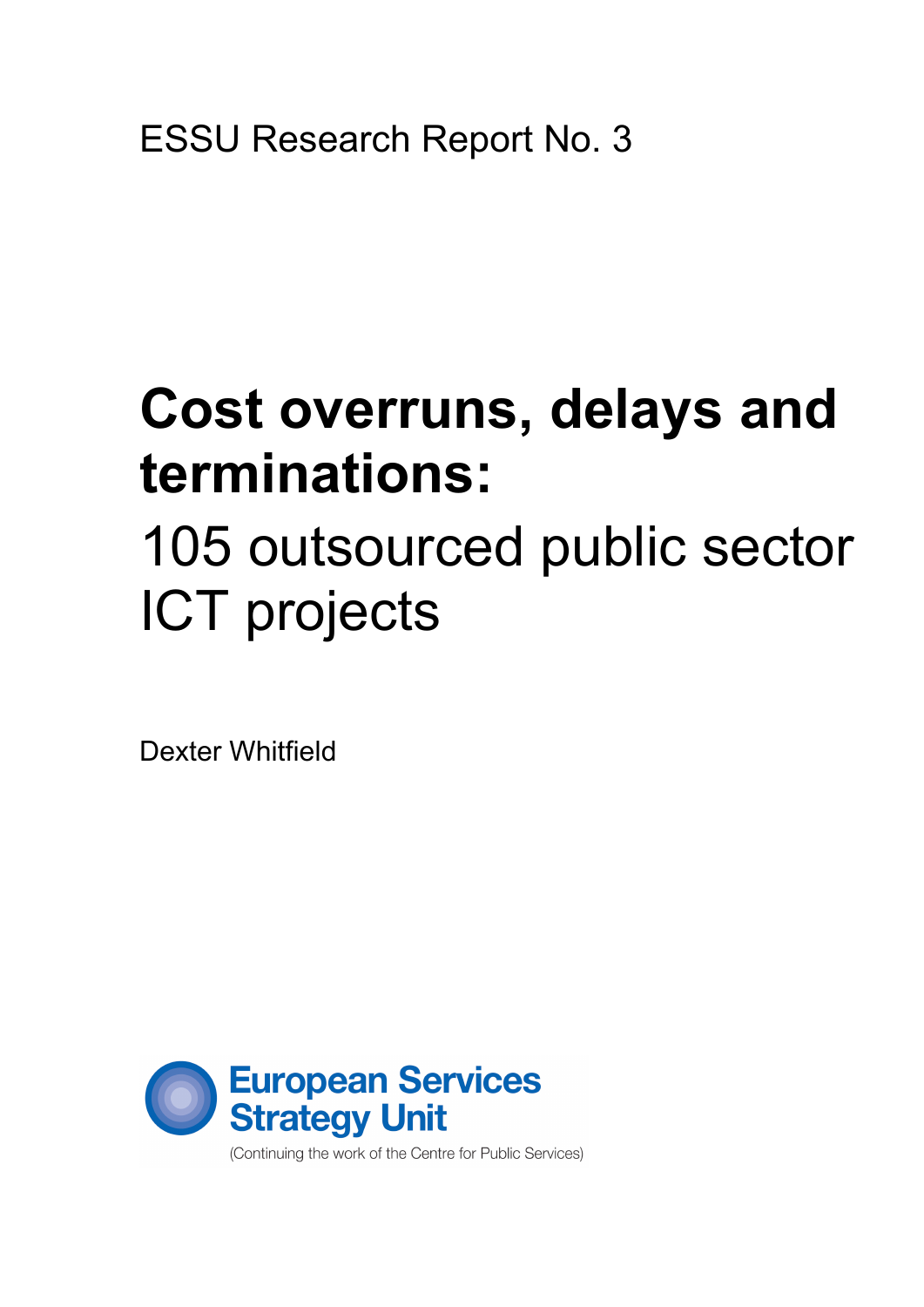ESSU Research Report No. 3

# Cost overruns, delays and terminations:

## 105 outsourced public sector ICT projects

Dexter Whitfield

European Services Strategy Unit

(Continuing the work of the Centre for Public Services)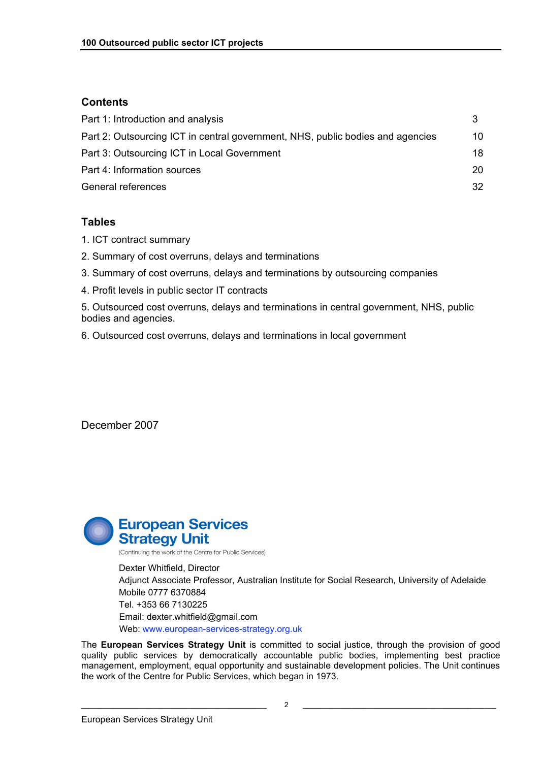## Contents

| | |
|---|---|
| Part 1: Introduction and analysis | 3 |
| Part 2: Outsourcing ICT in central government, NHS, public bodies and agencies | 10 |
| Part 3: Outsourcing ICT in Local Government | 18 |
| Part 4: Information sources | 20 |
| General references | 32 |

## Tables

1. ICT contract summary
2. Summary of cost overruns, delays and terminations
3. Summary of cost overruns, delays and terminations by outsourcing companies
4. Profit levels in public sector IT contracts
5. Outsourced cost overruns, delays and terminations in central government, NHS, public bodies and agencies.
6. Outsourced cost overruns, delays and terminations in local government

December 2007

**European Services Strategy Unit**
(Continuing the work of the Centre for Public Services)

Dexter Whitfield, Director
Adjunct Associate Professor, Australian Institute for Social Research, University of Adelaide
Mobile 0777 6370884
Tel. +353 66 7130225
Email: dexter.whitfield@gmail.com
Web: www.european-services-strategy.org.uk

The **European Services Strategy Unit** is committed to social justice, through the provision of good quality public services by democratically accountable public bodies, implementing best practice management, employment, equal opportunity and sustainable development policies. The Unit continues the work of the Centre for Public Services, which began in 1973.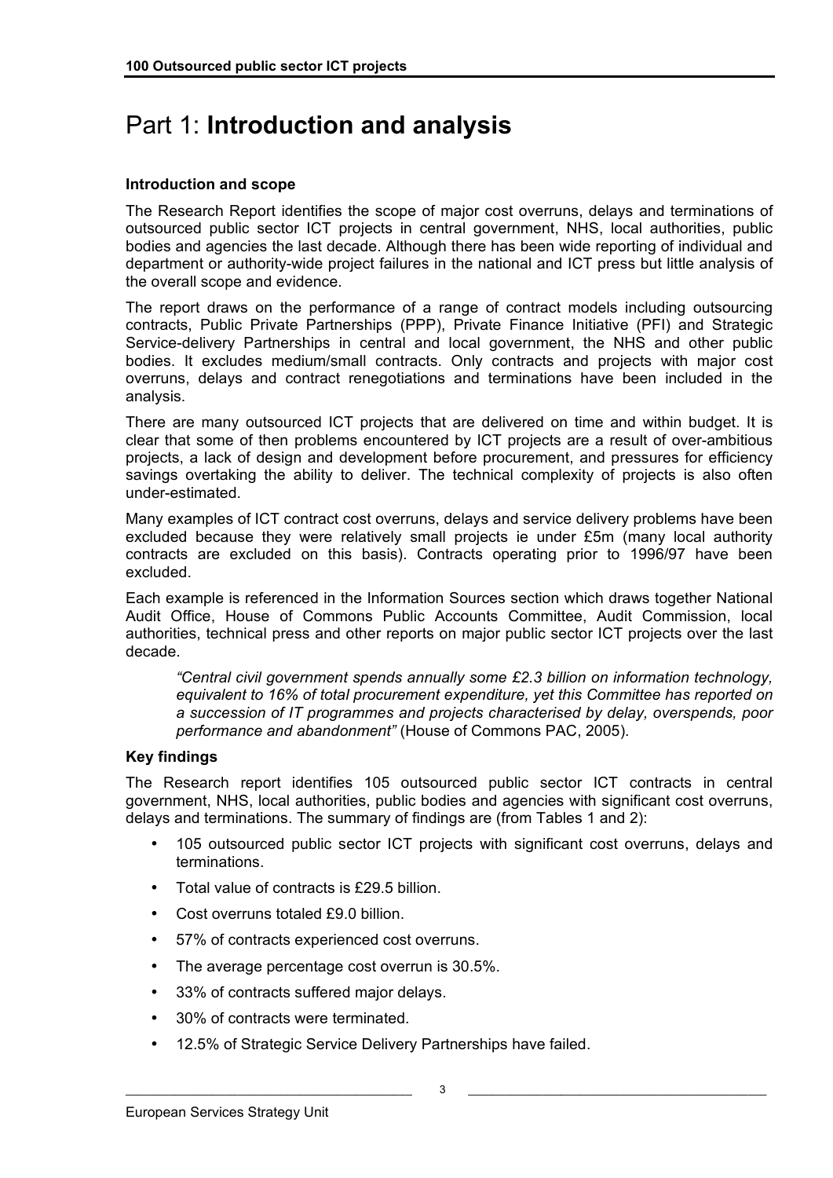# Part 1: **Introduction and analysis**

### Introduction and scope

The Research Report identifies the scope of major cost overruns, delays and terminations of outsourced public sector ICT projects in central government, NHS, local authorities, public bodies and agencies the last decade. Although there has been wide reporting of individual and department or authority-wide project failures in the national and ICT press but little analysis of the overall scope and evidence.

The report draws on the performance of a range of contract models including outsourcing contracts, Public Private Partnerships (PPP), Private Finance Initiative (PFI) and Strategic Service-delivery Partnerships in central and local government, the NHS and other public bodies. It excludes medium/small contracts. Only contracts and projects with major cost overruns, delays and contract renegotiations and terminations have been included in the analysis.

There are many outsourced ICT projects that are delivered on time and within budget. It is clear that some of then problems encountered by ICT projects are a result of over-ambitious projects, a lack of design and development before procurement, and pressures for efficiency savings overtaking the ability to deliver. The technical complexity of projects is also often under-estimated.

Many examples of ICT contract cost overruns, delays and service delivery problems have been excluded because they were relatively small projects ie under £5m (many local authority contracts are excluded on this basis). Contracts operating prior to 1996/97 have been excluded.

Each example is referenced in the Information Sources section which draws together National Audit Office, House of Commons Public Accounts Committee, Audit Commission, local authorities, technical press and other reports on major public sector ICT projects over the last decade.

> *"Central civil government spends annually some £2.3 billion on information technology, equivalent to 16% of total procurement expenditure, yet this Committee has reported on a succession of IT programmes and projects characterised by delay, overspends, poor performance and abandonment"* (House of Commons PAC, 2005).

### Key findings

The Research report identifies 105 outsourced public sector ICT contracts in central government, NHS, local authorities, public bodies and agencies with significant cost overruns, delays and terminations. The summary of findings are (from Tables 1 and 2):

- 105 outsourced public sector ICT projects with significant cost overruns, delays and terminations.
- Total value of contracts is £29.5 billion.
- Cost overruns totaled £9.0 billion.
- 57% of contracts experienced cost overruns.
- The average percentage cost overrun is 30.5%.
- 33% of contracts suffered major delays.
- 30% of contracts were terminated.
- 12.5% of Strategic Service Delivery Partnerships have failed.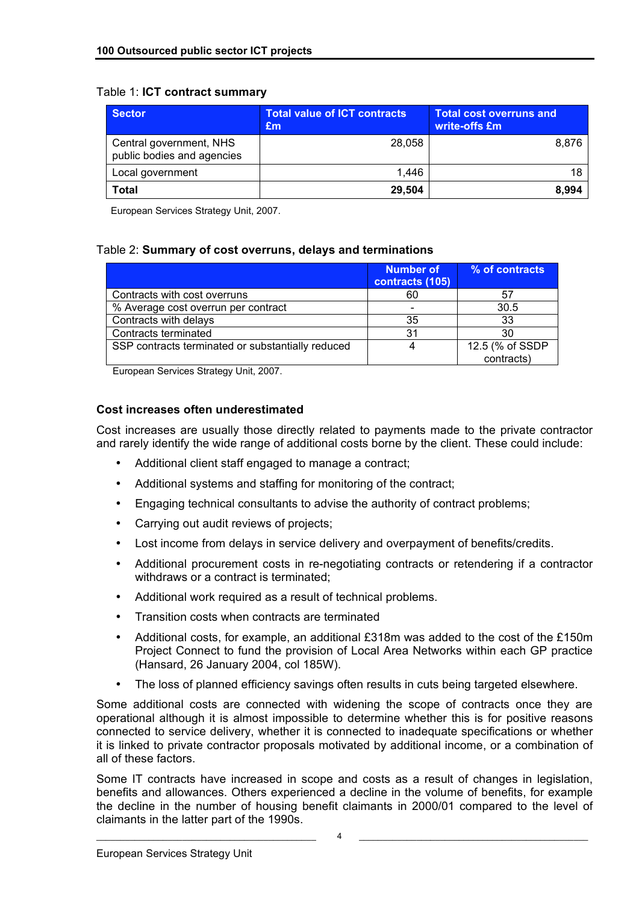Table 1: **ICT contract summary**

| Sector | Total value of ICT contracts £m | Total cost overruns and write-offs £m |
|---|---|---|
| Central government, NHS public bodies and agencies | 28,058 | 8,876 |
| Local government | 1,446 | 18 |
| **Total** | **29,504** | **8,994** |

European Services Strategy Unit, 2007.

Table 2: **Summary of cost overruns, delays and terminations**

| | Number of contracts (105) | % of contracts |
|---|---|---|
| Contracts with cost overruns | 60 | 57 |
| % Average cost overrun per contract | - | 30.5 |
| Contracts with delays | 35 | 33 |
| Contracts terminated | 31 | 30 |
| SSP contracts terminated or substantially reduced | 4 | 12.5 (% of SSDP contracts) |

European Services Strategy Unit, 2007.

### Cost increases often underestimated

Cost increases are usually those directly related to payments made to the private contractor and rarely identify the wide range of additional costs borne by the client. These could include:

- Additional client staff engaged to manage a contract;
- Additional systems and staffing for monitoring of the contract;
- Engaging technical consultants to advise the authority of contract problems;
- Carrying out audit reviews of projects;
- Lost income from delays in service delivery and overpayment of benefits/credits.
- Additional procurement costs in re-negotiating contracts or retendering if a contractor withdraws or a contract is terminated;
- Additional work required as a result of technical problems.
- Transition costs when contracts are terminated
- Additional costs, for example, an additional £318m was added to the cost of the £150m Project Connect to fund the provision of Local Area Networks within each GP practice (Hansard, 26 January 2004, col 185W).
- The loss of planned efficiency savings often results in cuts being targeted elsewhere.

Some additional costs are connected with widening the scope of contracts once they are operational although it is almost impossible to determine whether this is for positive reasons connected to service delivery, whether it is connected to inadequate specifications or whether it is linked to private contractor proposals motivated by additional income, or a combination of all of these factors.

Some IT contracts have increased in scope and costs as a result of changes in legislation, benefits and allowances. Others experienced a decline in the volume of benefits, for example the decline in the number of housing benefit claimants in 2000/01 compared to the level of claimants in the latter part of the 1990s.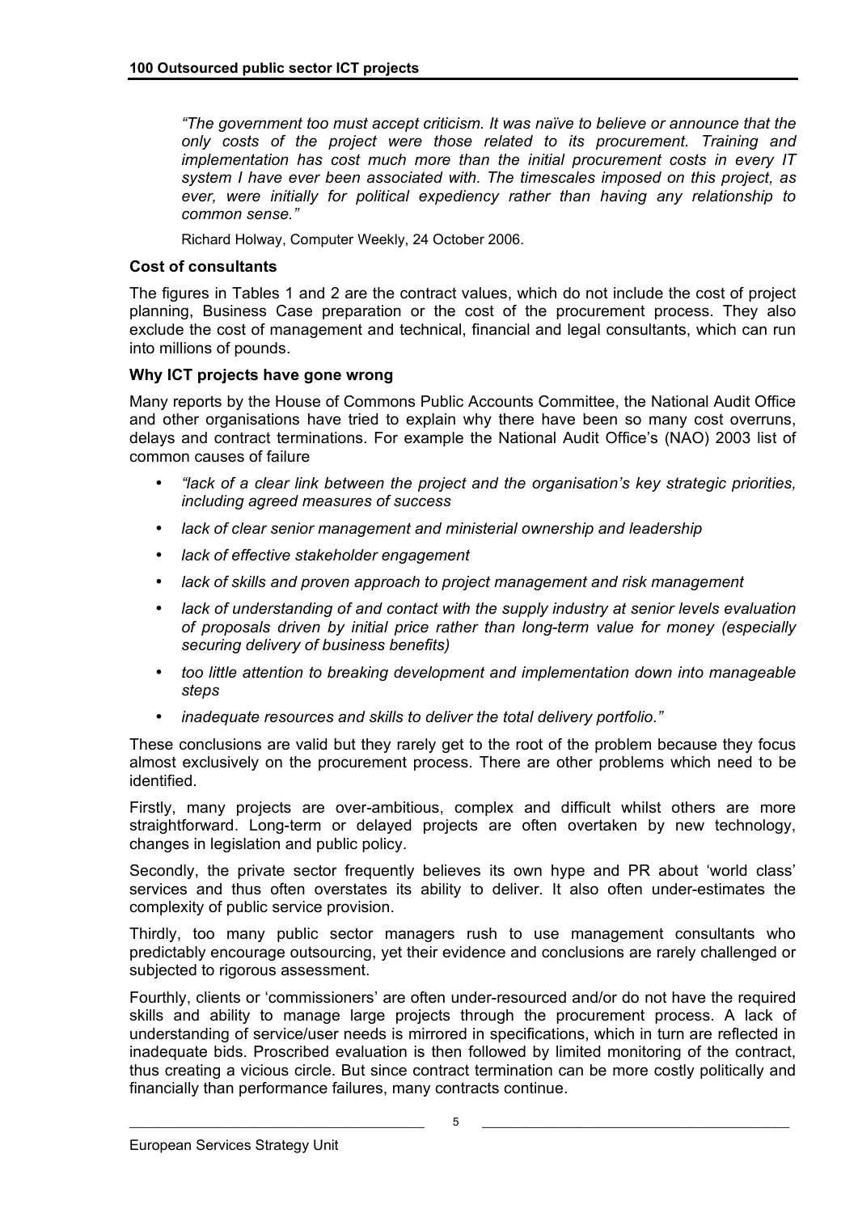*"The government too must accept criticism. It was naïve to believe or announce that the only costs of the project were those related to its procurement. Training and implementation has cost much more than the initial procurement costs in every IT system I have ever been associated with. The timescales imposed on this project, as ever, were initially for political expediency rather than having any relationship to common sense."*

Richard Holway, Computer Weekly, 24 October 2006.

**Cost of consultants**

The figures in Tables 1 and 2 are the contract values, which do not include the cost of project planning, Business Case preparation or the cost of the procurement process. They also exclude the cost of management and technical, financial and legal consultants, which can run into millions of pounds.

**Why ICT projects have gone wrong**

Many reports by the House of Commons Public Accounts Committee, the National Audit Office and other organisations have tried to explain why there have been so many cost overruns, delays and contract terminations. For example the National Audit Office's (NAO) 2003 list of common causes of failure

- *"lack of a clear link between the project and the organisation's key strategic priorities, including agreed measures of success*
- *lack of clear senior management and ministerial ownership and leadership*
- *lack of effective stakeholder engagement*
- *lack of skills and proven approach to project management and risk management*
- *lack of understanding of and contact with the supply industry at senior levels evaluation of proposals driven by initial price rather than long-term value for money (especially securing delivery of business benefits)*
- *too little attention to breaking development and implementation down into manageable steps*
- *inadequate resources and skills to deliver the total delivery portfolio."*

These conclusions are valid but they rarely get to the root of the problem because they focus almost exclusively on the procurement process. There are other problems which need to be identified.

Firstly, many projects are over-ambitious, complex and difficult whilst others are more straightforward. Long-term or delayed projects are often overtaken by new technology, changes in legislation and public policy.

Secondly, the private sector frequently believes its own hype and PR about 'world class' services and thus often overstates its ability to deliver. It also often under-estimates the complexity of public service provision.

Thirdly, too many public sector managers rush to use management consultants who predictably encourage outsourcing, yet their evidence and conclusions are rarely challenged or subjected to rigorous assessment.

Fourthly, clients or 'commissioners' are often under-resourced and/or do not have the required skills and ability to manage large projects through the procurement process. A lack of understanding of service/user needs is mirrored in specifications, which in turn are reflected in inadequate bids. Proscribed evaluation is then followed by limited monitoring of the contract, thus creating a vicious circle. But since contract termination can be more costly politically and financially than performance failures, many contracts continue.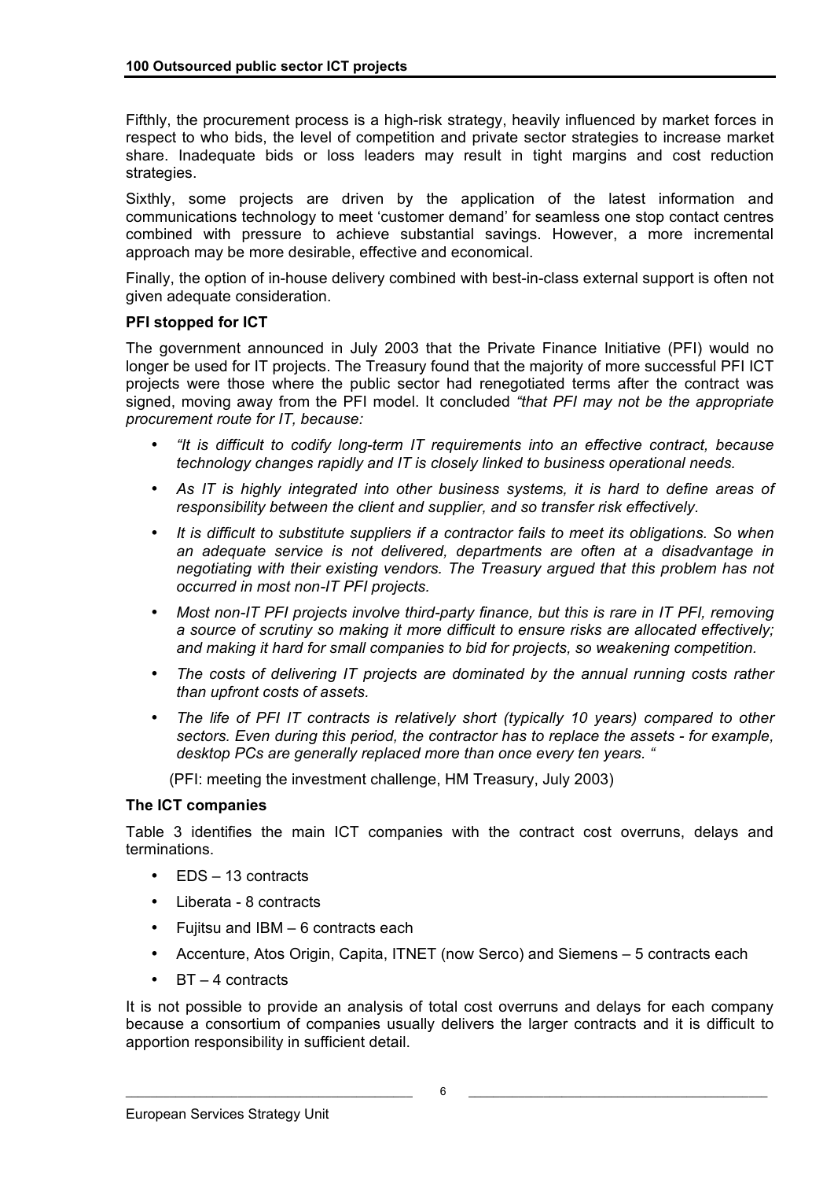Fifthly, the procurement process is a high-risk strategy, heavily influenced by market forces in respect to who bids, the level of competition and private sector strategies to increase market share. Inadequate bids or loss leaders may result in tight margins and cost reduction strategies.

Sixthly, some projects are driven by the application of the latest information and communications technology to meet 'customer demand' for seamless one stop contact centres combined with pressure to achieve substantial savings. However, a more incremental approach may be more desirable, effective and economical.

Finally, the option of in-house delivery combined with best-in-class external support is often not given adequate consideration.

**PFI stopped for ICT**

The government announced in July 2003 that the Private Finance Initiative (PFI) would no longer be used for IT projects. The Treasury found that the majority of more successful PFI ICT projects were those where the public sector had renegotiated terms after the contract was signed, moving away from the PFI model. It concluded *"that PFI may not be the appropriate procurement route for IT, because:*

- *"It is difficult to codify long-term IT requirements into an effective contract, because technology changes rapidly and IT is closely linked to business operational needs.*
- *As IT is highly integrated into other business systems, it is hard to define areas of responsibility between the client and supplier, and so transfer risk effectively.*
- *It is difficult to substitute suppliers if a contractor fails to meet its obligations. So when an adequate service is not delivered, departments are often at a disadvantage in negotiating with their existing vendors. The Treasury argued that this problem has not occurred in most non-IT PFI projects.*
- *Most non-IT PFI projects involve third-party finance, but this is rare in IT PFI, removing a source of scrutiny so making it more difficult to ensure risks are allocated effectively; and making it hard for small companies to bid for projects, so weakening competition.*
- *The costs of delivering IT projects are dominated by the annual running costs rather than upfront costs of assets.*
- *The life of PFI IT contracts is relatively short (typically 10 years) compared to other sectors. Even during this period, the contractor has to replace the assets - for example, desktop PCs are generally replaced more than once every ten years. "*

(PFI: meeting the investment challenge, HM Treasury, July 2003)

**The ICT companies**

Table 3 identifies the main ICT companies with the contract cost overruns, delays and terminations.

- EDS – 13 contracts
- Liberata - 8 contracts
- Fujitsu and IBM – 6 contracts each
- Accenture, Atos Origin, Capita, ITNET (now Serco) and Siemens – 5 contracts each
- BT – 4 contracts

It is not possible to provide an analysis of total cost overruns and delays for each company because a consortium of companies usually delivers the larger contracts and it is difficult to apportion responsibility in sufficient detail.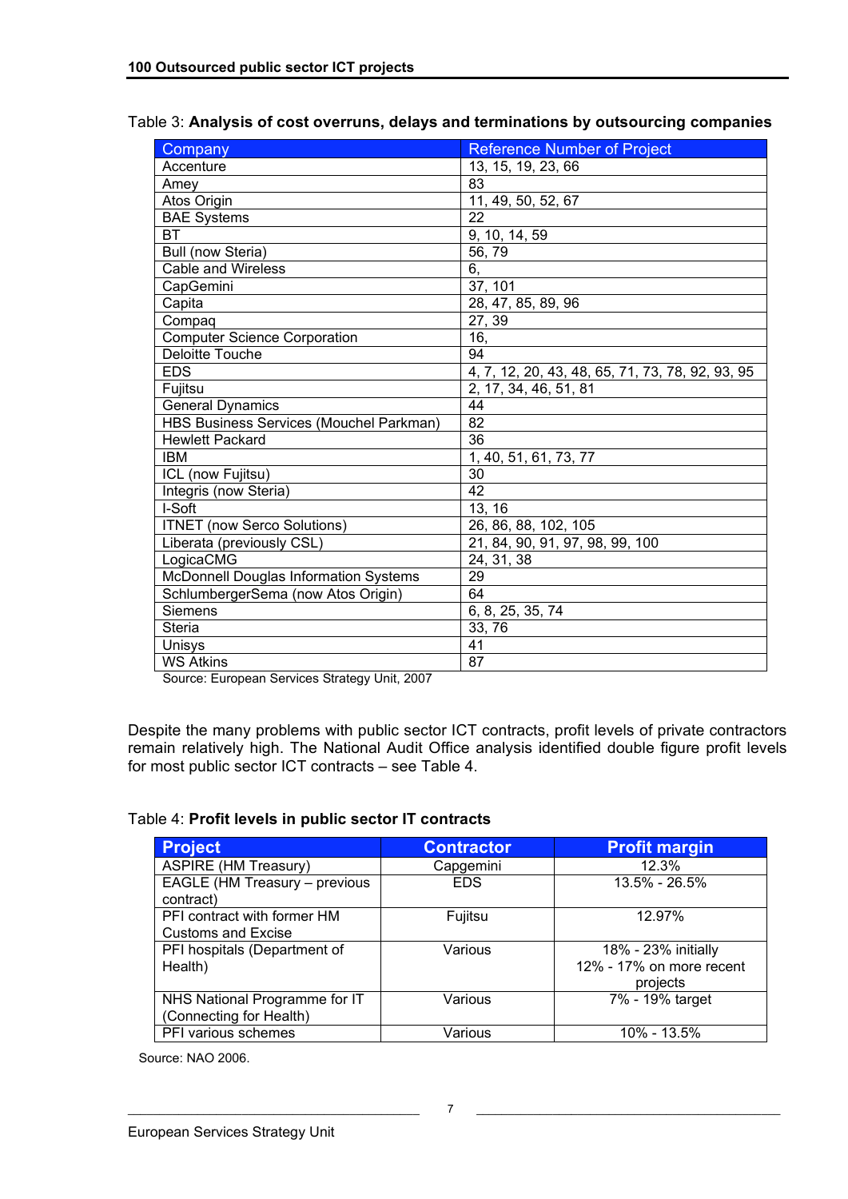Table 3: **Analysis of cost overruns, delays and terminations by outsourcing companies**

| Company | Reference Number of Project |
|---|---|
| Accenture | 13, 15, 19, 23, 66 |
| Amey | 83 |
| Atos Origin | 11, 49, 50, 52, 67 |
| BAE Systems | 22 |
| BT | 9, 10, 14, 59 |
| Bull (now Steria) | 56, 79 |
| Cable and Wireless | 6, |
| CapGemini | 37, 101 |
| Capita | 28, 47, 85, 89, 96 |
| Compaq | 27, 39 |
| Computer Science Corporation | 16, |
| Deloitte Touche | 94 |
| EDS | 4, 7, 12, 20, 43, 48, 65, 71, 73, 78, 92, 93, 95 |
| Fujitsu | 2, 17, 34, 46, 51, 81 |
| General Dynamics | 44 |
| HBS Business Services (Mouchel Parkman) | 82 |
| Hewlett Packard | 36 |
| IBM | 1, 40, 51, 61, 73, 77 |
| ICL (now Fujitsu) | 30 |
| Integris (now Steria) | 42 |
| I-Soft | 13, 16 |
| ITNET (now Serco Solutions) | 26, 86, 88, 102, 105 |
| Liberata (previously CSL) | 21, 84, 90, 91, 97, 98, 99, 100 |
| LogicaCMG | 24, 31, 38 |
| McDonnell Douglas Information Systems | 29 |
| SchlumbergerSema (now Atos Origin) | 64 |
| Siemens | 6, 8, 25, 35, 74 |
| Steria | 33, 76 |
| Unisys | 41 |
| WS Atkins | 87 |

Source: European Services Strategy Unit, 2007

Despite the many problems with public sector ICT contracts, profit levels of private contractors remain relatively high. The National Audit Office analysis identified double figure profit levels for most public sector ICT contracts – see Table 4.

Table 4: **Profit levels in public sector IT contracts**

| Project | Contractor | Profit margin |
|---|---|---|
| ASPIRE (HM Treasury) | Capgemini | 12.3% |
| EAGLE (HM Treasury – previous contract) | EDS | 13.5% - 26.5% |
| PFI contract with former HM Customs and Excise | Fujitsu | 12.97% |
| PFI hospitals (Department of Health) | Various | 18% - 23% initially 12% - 17% on more recent projects |
| NHS National Programme for IT (Connecting for Health) | Various | 7% - 19% target |
| PFI various schemes | Various | 10% - 13.5% |

Source: NAO 2006.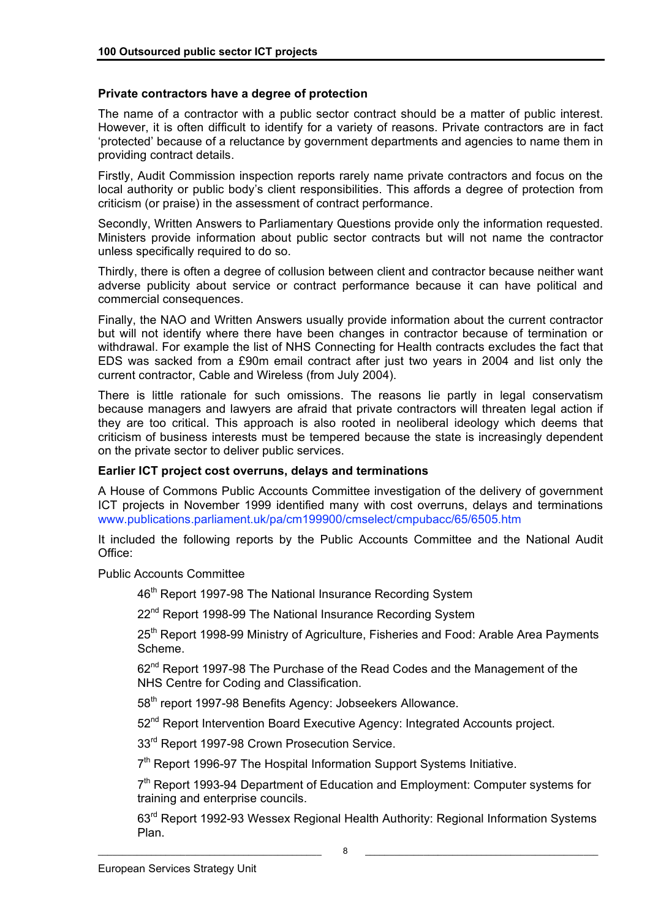### Private contractors have a degree of protection

The name of a contractor with a public sector contract should be a matter of public interest. However, it is often difficult to identify for a variety of reasons. Private contractors are in fact 'protected' because of a reluctance by government departments and agencies to name them in providing contract details.

Firstly, Audit Commission inspection reports rarely name private contractors and focus on the local authority or public body's client responsibilities. This affords a degree of protection from criticism (or praise) in the assessment of contract performance.

Secondly, Written Answers to Parliamentary Questions provide only the information requested. Ministers provide information about public sector contracts but will not name the contractor unless specifically required to do so.

Thirdly, there is often a degree of collusion between client and contractor because neither want adverse publicity about service or contract performance because it can have political and commercial consequences.

Finally, the NAO and Written Answers usually provide information about the current contractor but will not identify where there have been changes in contractor because of termination or withdrawal. For example the list of NHS Connecting for Health contracts excludes the fact that EDS was sacked from a £90m email contract after just two years in 2004 and list only the current contractor, Cable and Wireless (from July 2004).

There is little rationale for such omissions. The reasons lie partly in legal conservatism because managers and lawyers are afraid that private contractors will threaten legal action if they are too critical. This approach is also rooted in neoliberal ideology which deems that criticism of business interests must be tempered because the state is increasingly dependent on the private sector to deliver public services.

### Earlier ICT project cost overruns, delays and terminations

A House of Commons Public Accounts Committee investigation of the delivery of government ICT projects in November 1999 identified many with cost overruns, delays and terminations www.publications.parliament.uk/pa/cm199900/cmselect/cmpubacc/65/6505.htm

It included the following reports by the Public Accounts Committee and the National Audit Office:

Public Accounts Committee

- 46th Report 1997-98 The National Insurance Recording System
- 22nd Report 1998-99 The National Insurance Recording System
- 25th Report 1998-99 Ministry of Agriculture, Fisheries and Food: Arable Area Payments Scheme.
- 62nd Report 1997-98 The Purchase of the Read Codes and the Management of the NHS Centre for Coding and Classification.
- 58th report 1997-98 Benefits Agency: Jobseekers Allowance.
- 52nd Report Intervention Board Executive Agency: Integrated Accounts project.
- 33rd Report 1997-98 Crown Prosecution Service.
- 7th Report 1996-97 The Hospital Information Support Systems Initiative.
- 7th Report 1993-94 Department of Education and Employment: Computer systems for training and enterprise councils.
- 63rd Report 1992-93 Wessex Regional Health Authority: Regional Information Systems Plan.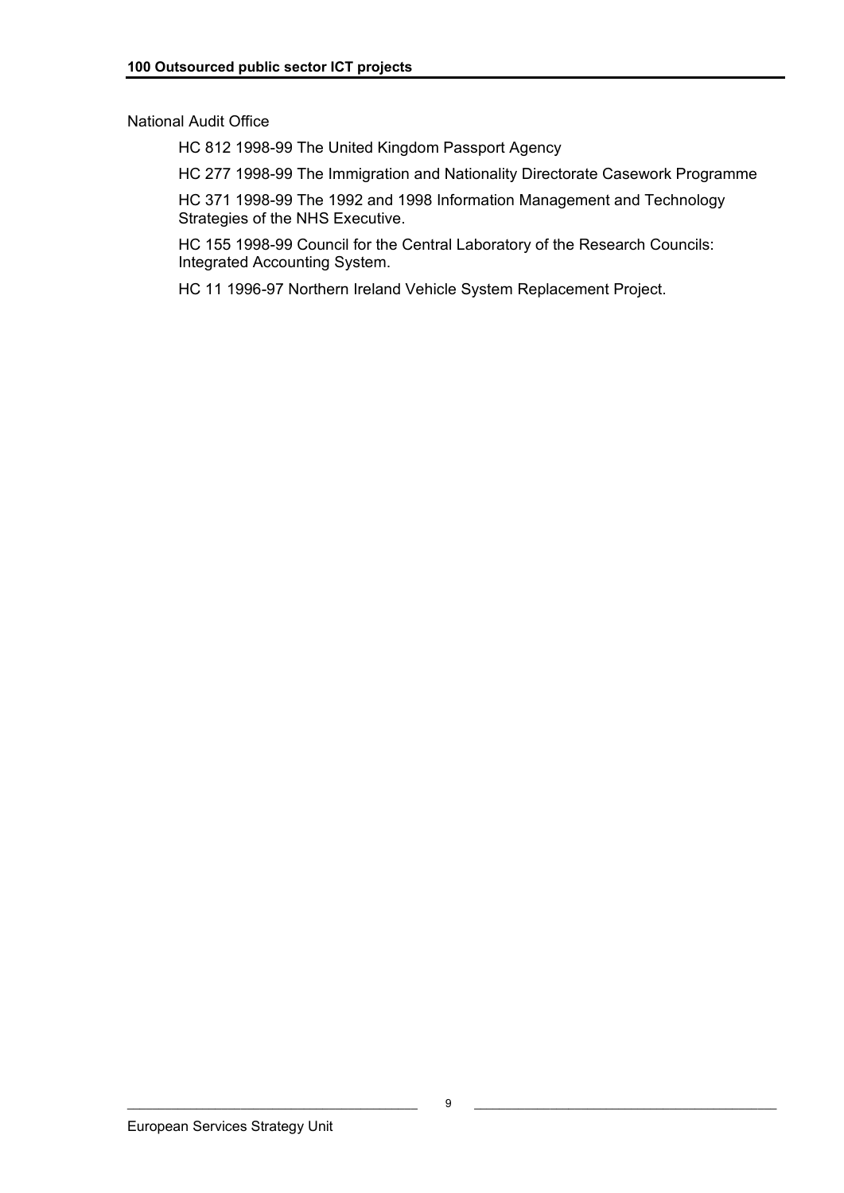National Audit Office

HC 812 1998-99 The United Kingdom Passport Agency

HC 277 1998-99 The Immigration and Nationality Directorate Casework Programme

HC 371 1998-99 The 1992 and 1998 Information Management and Technology Strategies of the NHS Executive.

HC 155 1998-99 Council for the Central Laboratory of the Research Councils: Integrated Accounting System.

HC 11 1996-97 Northern Ireland Vehicle System Replacement Project.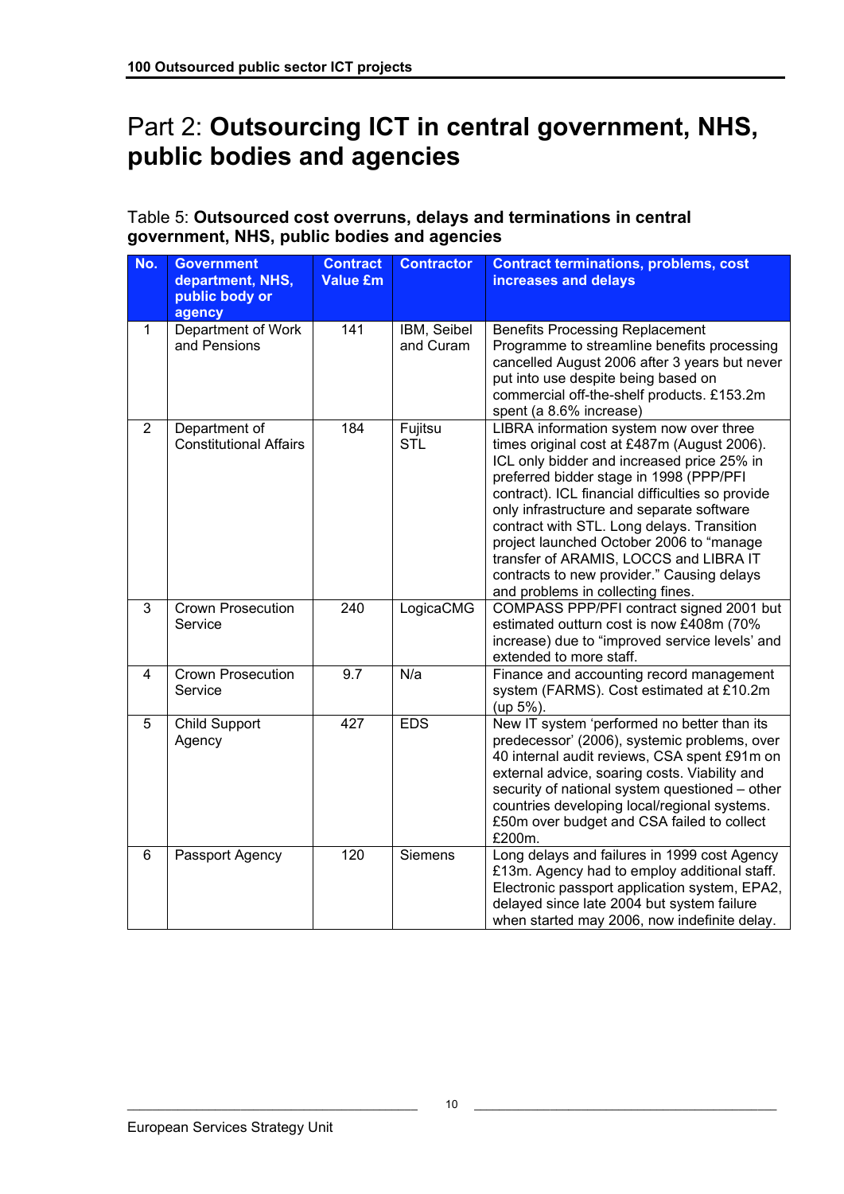# Part 2: **Outsourcing ICT in central government, NHS, public bodies and agencies**

Table 5: **Outsourced cost overruns, delays and terminations in central government, NHS, public bodies and agencies**

| No. | Government department, NHS, public body or agency | Contract Value £m | Contractor | Contract terminations, problems, cost increases and delays |
|---|---|---|---|---|
| 1 | Department of Work and Pensions | 141 | IBM, Seibel and Curam | Benefits Processing Replacement Programme to streamline benefits processing cancelled August 2006 after 3 years but never put into use despite being based on commercial off-the-shelf products. £153.2m spent (a 8.6% increase) |
| 2 | Department of Constitutional Affairs | 184 | Fujitsu STL | LIBRA information system now over three times original cost at £487m (August 2006). ICL only bidder and increased price 25% in preferred bidder stage in 1998 (PPP/PFI contract). ICL financial difficulties so provide only infrastructure and separate software contract with STL. Long delays. Transition project launched October 2006 to "manage transfer of ARAMIS, LOCCS and LIBRA IT contracts to new provider." Causing delays and problems in collecting fines. |
| 3 | Crown Prosecution Service | 240 | LogicaCMG | COMPASS PPP/PFI contract signed 2001 but estimated outturn cost is now £408m (70% increase) due to "improved service levels' and extended to more staff. |
| 4 | Crown Prosecution Service | 9.7 | N/a | Finance and accounting record management system (FARMS). Cost estimated at £10.2m (up 5%). |
| 5 | Child Support Agency | 427 | EDS | New IT system 'performed no better than its predecessor' (2006), systemic problems, over 40 internal audit reviews, CSA spent £91m on external advice, soaring costs. Viability and security of national system questioned – other countries developing local/regional systems. £50m over budget and CSA failed to collect £200m. |
| 6 | Passport Agency | 120 | Siemens | Long delays and failures in 1999 cost Agency £13m. Agency had to employ additional staff. Electronic passport application system, EPA2, delayed since late 2004 but system failure when started may 2006, now indefinite delay. |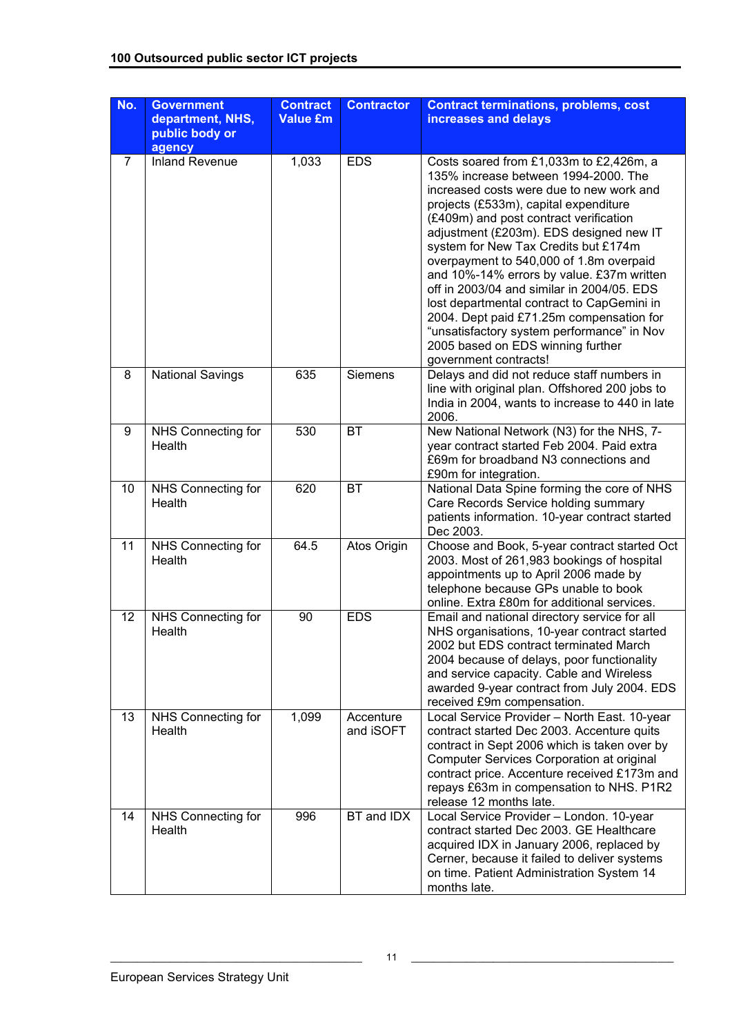| No. | Government department, NHS, public body or agency | Contract Value £m | Contractor | Contract terminations, problems, cost increases and delays |
|---|---|---|---|---|
| 7 | Inland Revenue | 1,033 | EDS | Costs soared from £1,033m to £2,426m, a 135% increase between 1994-2000. The increased costs were due to new work and projects (£533m), capital expenditure (£409m) and post contract verification adjustment (£203m). EDS designed new IT system for New Tax Credits but £174m overpayment to 540,000 of 1.8m overpaid and 10%-14% errors by value. £37m written off in 2003/04 and similar in 2004/05. EDS lost departmental contract to CapGemini in 2004. Dept paid £71.25m compensation for "unsatisfactory system performance" in Nov 2005 based on EDS winning further government contracts! |
| 8 | National Savings | 635 | Siemens | Delays and did not reduce staff numbers in line with original plan. Offshored 200 jobs to India in 2004, wants to increase to 440 in late 2006. |
| 9 | NHS Connecting for Health | 530 | BT | New National Network (N3) for the NHS, 7-year contract started Feb 2004. Paid extra £69m for broadband N3 connections and £90m for integration. |
| 10 | NHS Connecting for Health | 620 | BT | National Data Spine forming the core of NHS Care Records Service holding summary patients information. 10-year contract started Dec 2003. |
| 11 | NHS Connecting for Health | 64.5 | Atos Origin | Choose and Book, 5-year contract started Oct 2003. Most of 261,983 bookings of hospital appointments up to April 2006 made by telephone because GPs unable to book online. Extra £80m for additional services. |
| 12 | NHS Connecting for Health | 90 | EDS | Email and national directory service for all NHS organisations, 10-year contract started 2002 but EDS contract terminated March 2004 because of delays, poor functionality and service capacity. Cable and Wireless awarded 9-year contract from July 2004. EDS received £9m compensation. |
| 13 | NHS Connecting for Health | 1,099 | Accenture and iSOFT | Local Service Provider – North East. 10-year contract started Dec 2003. Accenture quits contract in Sept 2006 which is taken over by Computer Services Corporation at original contract price. Accenture received £173m and repays £63m in compensation to NHS. P1R2 release 12 months late. |
| 14 | NHS Connecting for Health | 996 | BT and IDX | Local Service Provider – London. 10-year contract started Dec 2003. GE Healthcare acquired IDX in January 2006, replaced by Cerner, because it failed to deliver systems on time. Patient Administration System 14 months late. |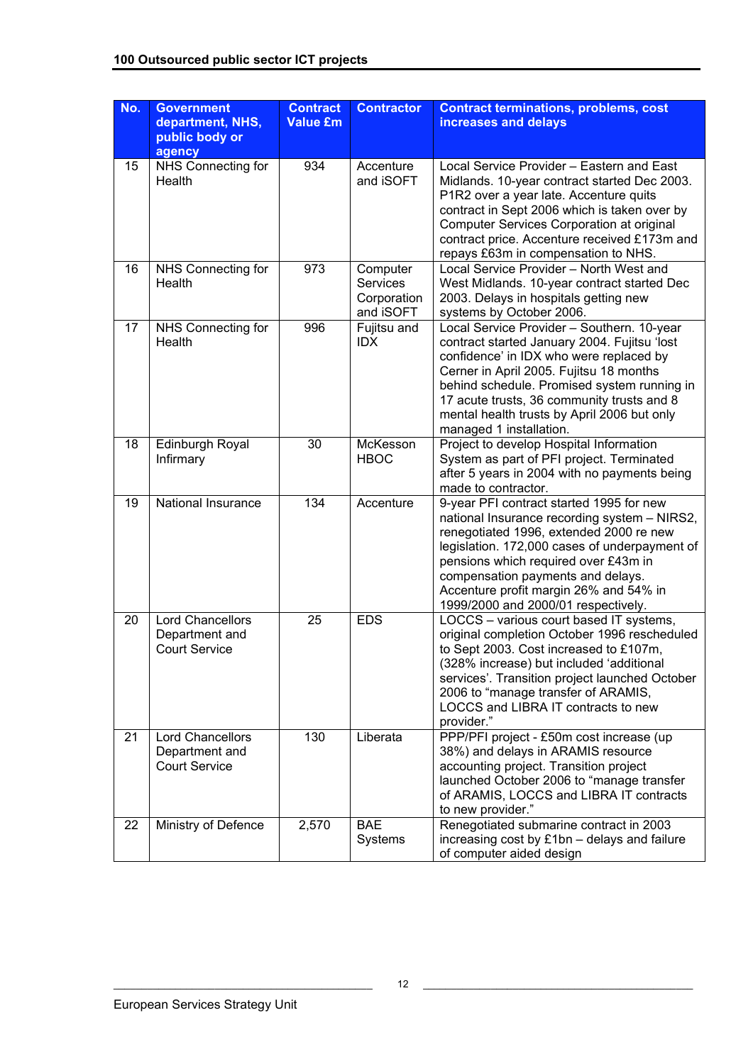| No. | Government department, NHS, public body or agency | Contract Value £m | Contractor | Contract terminations, problems, cost increases and delays |
|---|---|---|---|---|
| 15 | NHS Connecting for Health | 934 | Accenture and iSOFT | Local Service Provider – Eastern and East Midlands. 10-year contract started Dec 2003. P1R2 over a year late. Accenture quits contract in Sept 2006 which is taken over by Computer Services Corporation at original contract price. Accenture received £173m and repays £63m in compensation to NHS. |
| 16 | NHS Connecting for Health | 973 | Computer Services Corporation and iSOFT | Local Service Provider – North West and West Midlands. 10-year contract started Dec 2003. Delays in hospitals getting new systems by October 2006. |
| 17 | NHS Connecting for Health | 996 | Fujitsu and IDX | Local Service Provider – Southern. 10-year contract started January 2004. Fujitsu 'lost confidence' in IDX who were replaced by Cerner in April 2005. Fujitsu 18 months behind schedule. Promised system running in 17 acute trusts, 36 community trusts and 8 mental health trusts by April 2006 but only managed 1 installation. |
| 18 | Edinburgh Royal Infirmary | 30 | McKesson HBOC | Project to develop Hospital Information System as part of PFI project. Terminated after 5 years in 2004 with no payments being made to contractor. |
| 19 | National Insurance | 134 | Accenture | 9-year PFI contract started 1995 for new national Insurance recording system – NIRS2, renegotiated 1996, extended 2000 re new legislation. 172,000 cases of underpayment of pensions which required over £43m in compensation payments and delays. Accenture profit margin 26% and 54% in 1999/2000 and 2000/01 respectively. |
| 20 | Lord Chancellors Department and Court Service | 25 | EDS | LOCCS – various court based IT systems, original completion October 1996 rescheduled to Sept 2003. Cost increased to £107m, (328% increase) but included 'additional services'. Transition project launched October 2006 to "manage transfer of ARAMIS, LOCCS and LIBRA IT contracts to new provider." |
| 21 | Lord Chancellors Department and Court Service | 130 | Liberata | PPP/PFI project - £50m cost increase (up 38%) and delays in ARAMIS resource accounting project. Transition project launched October 2006 to "manage transfer of ARAMIS, LOCCS and LIBRA IT contracts to new provider." |
| 22 | Ministry of Defence | 2,570 | BAE Systems | Renegotiated submarine contract in 2003 increasing cost by £1bn – delays and failure of computer aided design |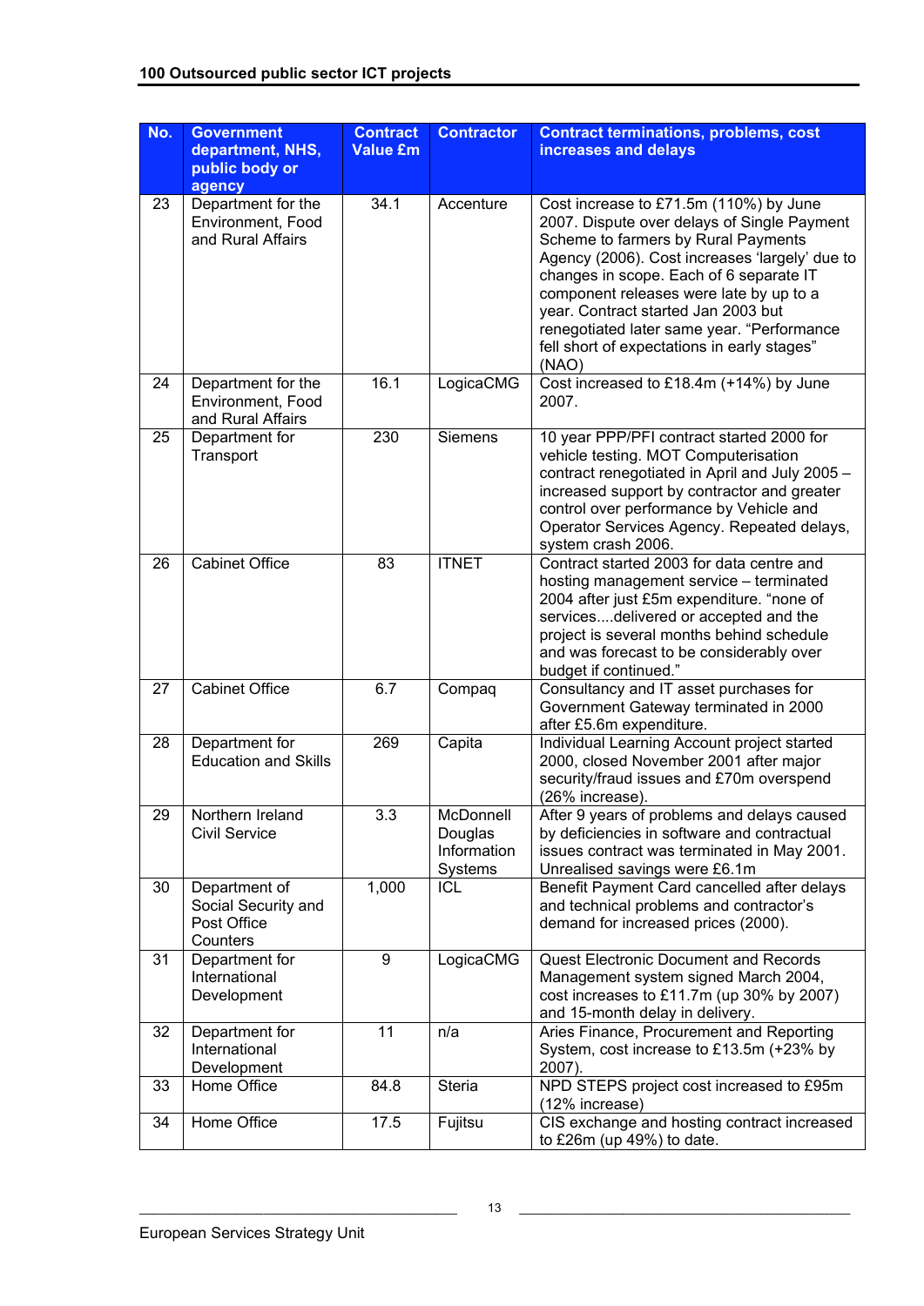| No. | Government department, NHS, public body or agency | Contract Value £m | Contractor | Contract terminations, problems, cost increases and delays |
|---|---|---|---|---|
| 23 | Department for the Environment, Food and Rural Affairs | 34.1 | Accenture | Cost increase to £71.5m (110%) by June 2007. Dispute over delays of Single Payment Scheme to farmers by Rural Payments Agency (2006). Cost increases 'largely' due to changes in scope. Each of 6 separate IT component releases were late by up to a year. Contract started Jan 2003 but renegotiated later same year. "Performance fell short of expectations in early stages" (NAO) |
| 24 | Department for the Environment, Food and Rural Affairs | 16.1 | LogicaCMG | Cost increased to £18.4m (+14%) by June 2007. |
| 25 | Department for Transport | 230 | Siemens | 10 year PPP/PFI contract started 2000 for vehicle testing. MOT Computerisation contract renegotiated in April and July 2005 – increased support by contractor and greater control over performance by Vehicle and Operator Services Agency. Repeated delays, system crash 2006. |
| 26 | Cabinet Office | 83 | ITNET | Contract started 2003 for data centre and hosting management service – terminated 2004 after just £5m expenditure. "none of services....delivered or accepted and the project is several months behind schedule and was forecast to be considerably over budget if continued." |
| 27 | Cabinet Office | 6.7 | Compaq | Consultancy and IT asset purchases for Government Gateway terminated in 2000 after £5.6m expenditure. |
| 28 | Department for Education and Skills | 269 | Capita | Individual Learning Account project started 2000, closed November 2001 after major security/fraud issues and £70m overspend (26% increase). |
| 29 | Northern Ireland Civil Service | 3.3 | McDonnell Douglas Information Systems | After 9 years of problems and delays caused by deficiencies in software and contractual issues contract was terminated in May 2001. Unrealised savings were £6.1m |
| 30 | Department of Social Security and Post Office Counters | 1,000 | ICL | Benefit Payment Card cancelled after delays and technical problems and contractor's demand for increased prices (2000). |
| 31 | Department for International Development | 9 | LogicaCMG | Quest Electronic Document and Records Management system signed March 2004, cost increases to £11.7m (up 30% by 2007) and 15-month delay in delivery. |
| 32 | Department for International Development | 11 | n/a | Aries Finance, Procurement and Reporting System, cost increase to £13.5m (+23% by 2007). |
| 33 | Home Office | 84.8 | Steria | NPD STEPS project cost increased to £95m (12% increase) |
| 34 | Home Office | 17.5 | Fujitsu | CIS exchange and hosting contract increased to £26m (up 49%) to date. |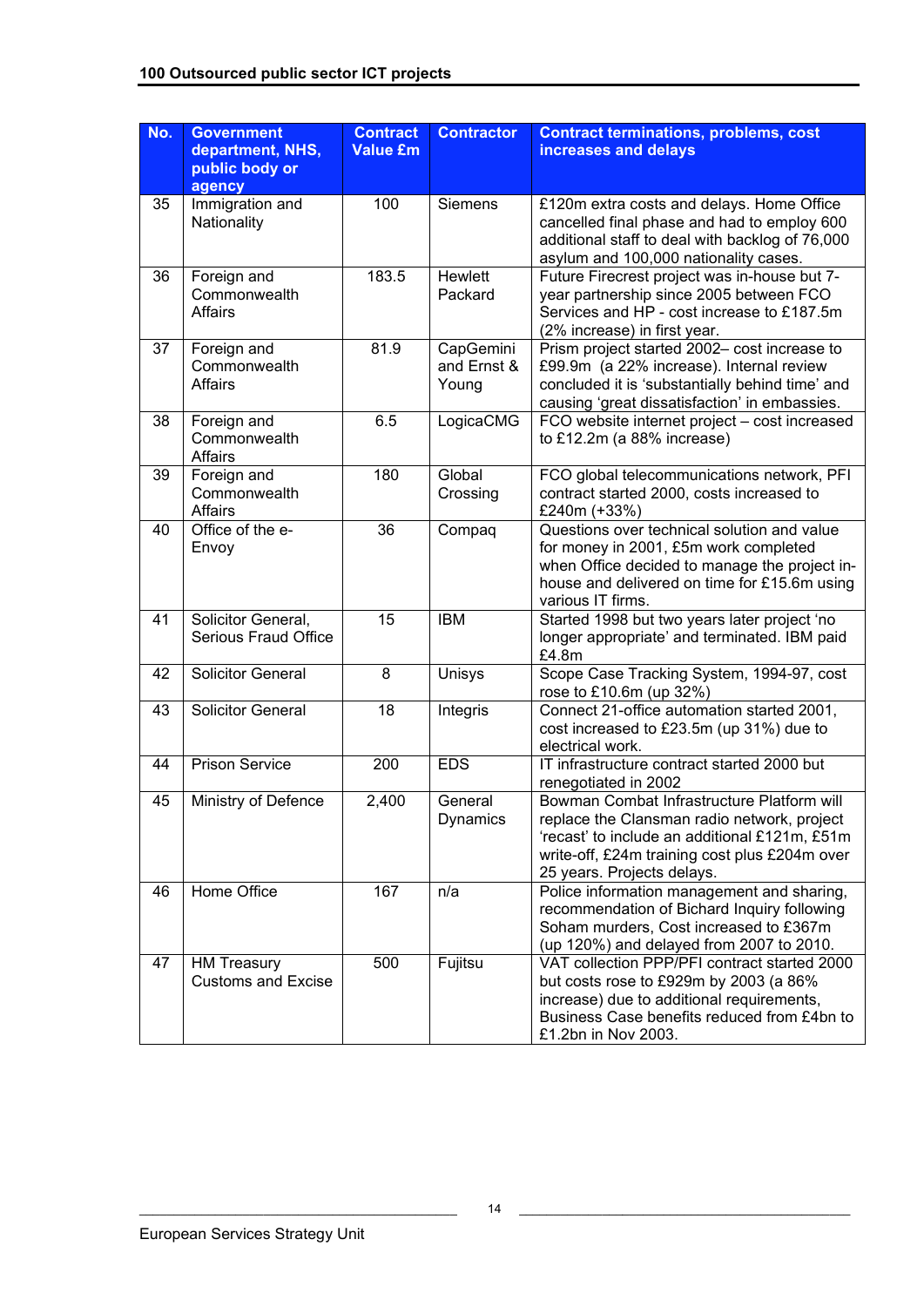| No. | Government department, NHS, public body or agency | Contract Value £m | Contractor | Contract terminations, problems, cost increases and delays |
|---|---|---|---|---|
| 35 | Immigration and Nationality | 100 | Siemens | £120m extra costs and delays. Home Office cancelled final phase and had to employ 600 additional staff to deal with backlog of 76,000 asylum and 100,000 nationality cases. |
| 36 | Foreign and Commonwealth Affairs | 183.5 | Hewlett Packard | Future Firecrest project was in-house but 7-year partnership since 2005 between FCO Services and HP - cost increase to £187.5m (2% increase) in first year. |
| 37 | Foreign and Commonwealth Affairs | 81.9 | CapGemini and Ernst & Young | Prism project started 2002– cost increase to £99.9m (a 22% increase). Internal review concluded it is 'substantially behind time' and causing 'great dissatisfaction' in embassies. |
| 38 | Foreign and Commonwealth Affairs | 6.5 | LogicaCMG | FCO website internet project – cost increased to £12.2m (a 88% increase) |
| 39 | Foreign and Commonwealth Affairs | 180 | Global Crossing | FCO global telecommunications network, PFI contract started 2000, costs increased to £240m (+33%) |
| 40 | Office of the e-Envoy | 36 | Compaq | Questions over technical solution and value for money in 2001, £5m work completed when Office decided to manage the project in-house and delivered on time for £15.6m using various IT firms. |
| 41 | Solicitor General, Serious Fraud Office | 15 | IBM | Started 1998 but two years later project 'no longer appropriate' and terminated. IBM paid £4.8m |
| 42 | Solicitor General | 8 | Unisys | Scope Case Tracking System, 1994-97, cost rose to £10.6m (up 32%) |
| 43 | Solicitor General | 18 | Integris | Connect 21-office automation started 2001, cost increased to £23.5m (up 31%) due to electrical work. |
| 44 | Prison Service | 200 | EDS | IT infrastructure contract started 2000 but renegotiated in 2002 |
| 45 | Ministry of Defence | 2,400 | General Dynamics | Bowman Combat Infrastructure Platform will replace the Clansman radio network, project 'recast' to include an additional £121m, £51m write-off, £24m training cost plus £204m over 25 years. Projects delays. |
| 46 | Home Office | 167 | n/a | Police information management and sharing, recommendation of Bichard Inquiry following Soham murders, Cost increased to £367m (up 120%) and delayed from 2007 to 2010. |
| 47 | HM Treasury Customs and Excise | 500 | Fujitsu | VAT collection PPP/PFI contract started 2000 but costs rose to £929m by 2003 (a 86% increase) due to additional requirements, Business Case benefits reduced from £4bn to £1.2bn in Nov 2003. |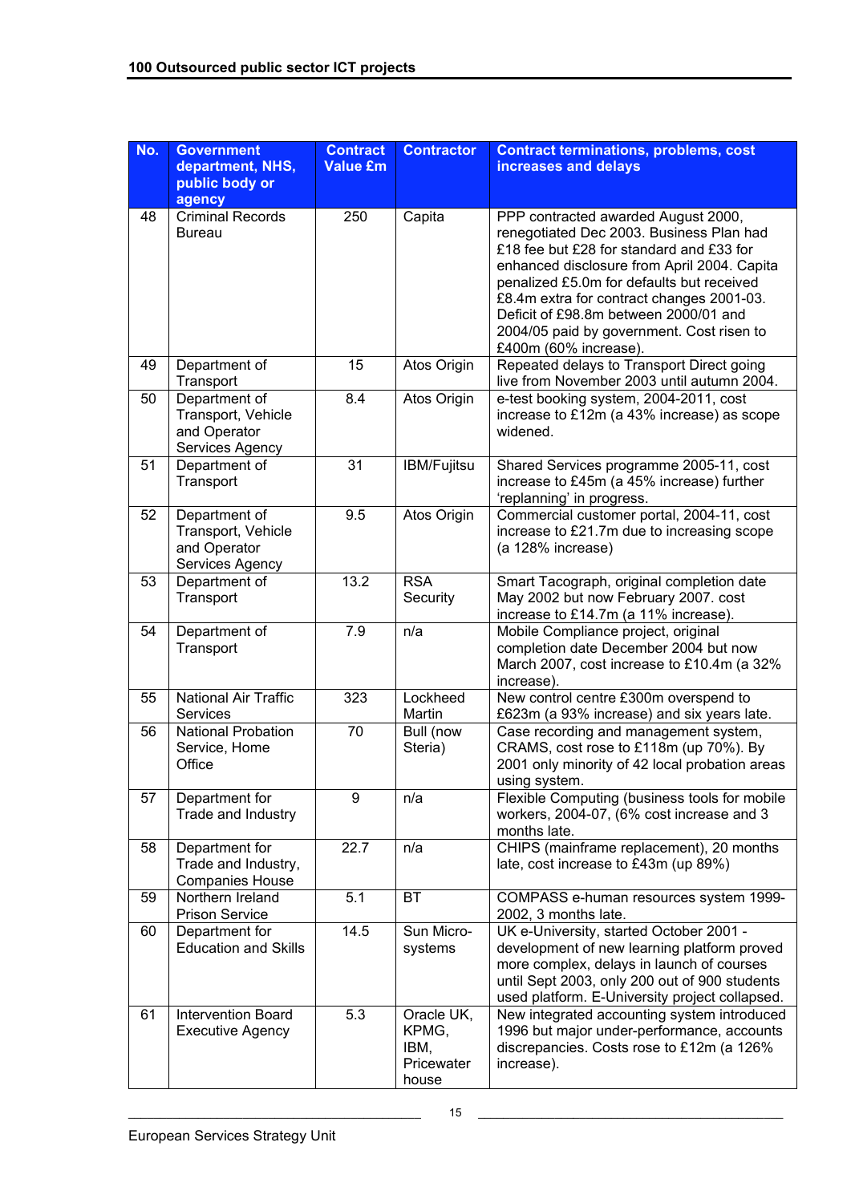| No. | Government department, NHS, public body or agency | Contract Value £m | Contractor | Contract terminations, problems, cost increases and delays |
|---|---|---|---|---|
| 48 | Criminal Records Bureau | 250 | Capita | PPP contracted awarded August 2000, renegotiated Dec 2003. Business Plan had £18 fee but £28 for standard and £33 for enhanced disclosure from April 2004. Capita penalized £5.0m for defaults but received £8.4m extra for contract changes 2001-03. Deficit of £98.8m between 2000/01 and 2004/05 paid by government. Cost risen to £400m (60% increase). |
| 49 | Department of Transport | 15 | Atos Origin | Repeated delays to Transport Direct going live from November 2003 until autumn 2004. |
| 50 | Department of Transport, Vehicle and Operator Services Agency | 8.4 | Atos Origin | e-test booking system, 2004-2011, cost increase to £12m (a 43% increase) as scope widened. |
| 51 | Department of Transport | 31 | IBM/Fujitsu | Shared Services programme 2005-11, cost increase to £45m (a 45% increase) further 'replanning' in progress. |
| 52 | Department of Transport, Vehicle and Operator Services Agency | 9.5 | Atos Origin | Commercial customer portal, 2004-11, cost increase to £21.7m due to increasing scope (a 128% increase) |
| 53 | Department of Transport | 13.2 | RSA Security | Smart Tacograph, original completion date May 2002 but now February 2007. cost increase to £14.7m (a 11% increase). |
| 54 | Department of Transport | 7.9 | n/a | Mobile Compliance project, original completion date December 2004 but now March 2007, cost increase to £10.4m (a 32% increase). |
| 55 | National Air Traffic Services | 323 | Lockheed Martin | New control centre £300m overspend to £623m (a 93% increase) and six years late. |
| 56 | National Probation Service, Home Office | 70 | Bull (now Steria) | Case recording and management system, CRAMS, cost rose to £118m (up 70%). By 2001 only minority of 42 local probation areas using system. |
| 57 | Department for Trade and Industry | 9 | n/a | Flexible Computing (business tools for mobile workers, 2004-07, (6% cost increase and 3 months late. |
| 58 | Department for Trade and Industry, Companies House | 22.7 | n/a | CHIPS (mainframe replacement), 20 months late, cost increase to £43m (up 89%) |
| 59 | Northern Ireland Prison Service | 5.1 | BT | COMPASS e-human resources system 1999-2002, 3 months late. |
| 60 | Department for Education and Skills | 14.5 | Sun Micro-systems | UK e-University, started October 2001 - development of new learning platform proved more complex, delays in launch of courses until Sept 2003, only 200 out of 900 students used platform. E-University project collapsed. |
| 61 | Intervention Board Executive Agency | 5.3 | Oracle UK, KPMG, IBM, Pricewater house | New integrated accounting system introduced 1996 but major under-performance, accounts discrepancies. Costs rose to £12m (a 126% increase). |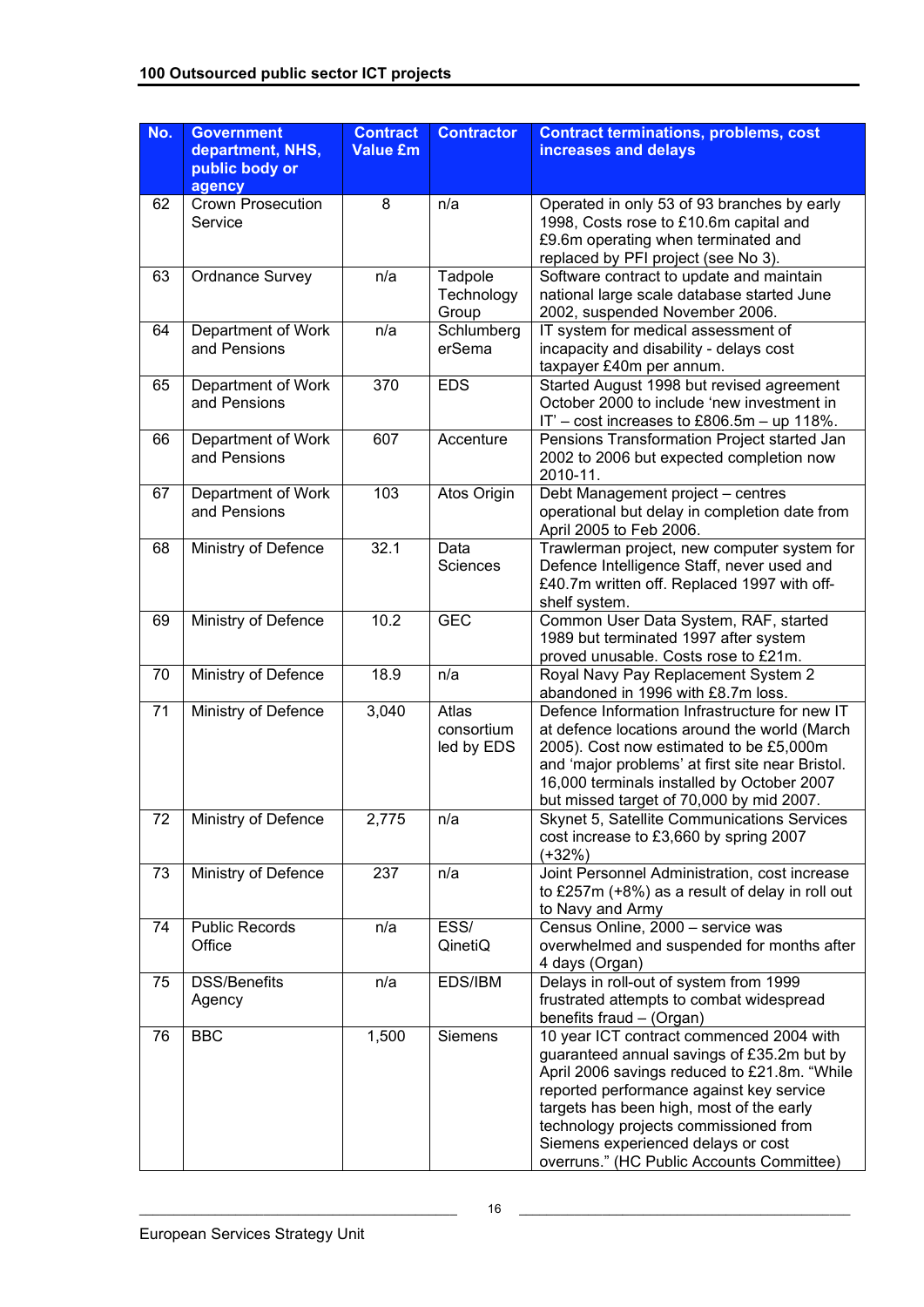| No. | Government department, NHS, public body or agency | Contract Value £m | Contractor | Contract terminations, problems, cost increases and delays |
|---|---|---|---|---|
| 62 | Crown Prosecution Service | 8 | n/a | Operated in only 53 of 93 branches by early 1998, Costs rose to £10.6m capital and £9.6m operating when terminated and replaced by PFI project (see No 3). |
| 63 | Ordnance Survey | n/a | Tadpole Technology Group | Software contract to update and maintain national large scale database started June 2002, suspended November 2006. |
| 64 | Department of Work and Pensions | n/a | SchlumbergerSema | IT system for medical assessment of incapacity and disability - delays cost taxpayer £40m per annum. |
| 65 | Department of Work and Pensions | 370 | EDS | Started August 1998 but revised agreement October 2000 to include 'new investment in IT' – cost increases to £806.5m – up 118%. |
| 66 | Department of Work and Pensions | 607 | Accenture | Pensions Transformation Project started Jan 2002 to 2006 but expected completion now 2010-11. |
| 67 | Department of Work and Pensions | 103 | Atos Origin | Debt Management project – centres operational but delay in completion date from April 2005 to Feb 2006. |
| 68 | Ministry of Defence | 32.1 | Data Sciences | Trawlerman project, new computer system for Defence Intelligence Staff, never used and £40.7m written off. Replaced 1997 with off-shelf system. |
| 69 | Ministry of Defence | 10.2 | GEC | Common User Data System, RAF, started 1989 but terminated 1997 after system proved unusable. Costs rose to £21m. |
| 70 | Ministry of Defence | 18.9 | n/a | Royal Navy Pay Replacement System 2 abandoned in 1996 with £8.7m loss. |
| 71 | Ministry of Defence | 3,040 | Atlas consortium led by EDS | Defence Information Infrastructure for new IT at defence locations around the world (March 2005). Cost now estimated to be £5,000m and 'major problems' at first site near Bristol. 16,000 terminals installed by October 2007 but missed target of 70,000 by mid 2007. |
| 72 | Ministry of Defence | 2,775 | n/a | Skynet 5, Satellite Communications Services cost increase to £3,660 by spring 2007 (+32%) |
| 73 | Ministry of Defence | 237 | n/a | Joint Personnel Administration, cost increase to £257m (+8%) as a result of delay in roll out to Navy and Army |
| 74 | Public Records Office | n/a | ESS/ QinetiQ | Census Online, 2000 – service was overwhelmed and suspended for months after 4 days (Organ) |
| 75 | DSS/Benefits Agency | n/a | EDS/IBM | Delays in roll-out of system from 1999 frustrated attempts to combat widespread benefits fraud – (Organ) |
| 76 | BBC | 1,500 | Siemens | 10 year ICT contract commenced 2004 with guaranteed annual savings of £35.2m but by April 2006 savings reduced to £21.8m. "While reported performance against key service targets has been high, most of the early technology projects commissioned from Siemens experienced delays or cost overruns." (HC Public Accounts Committee) |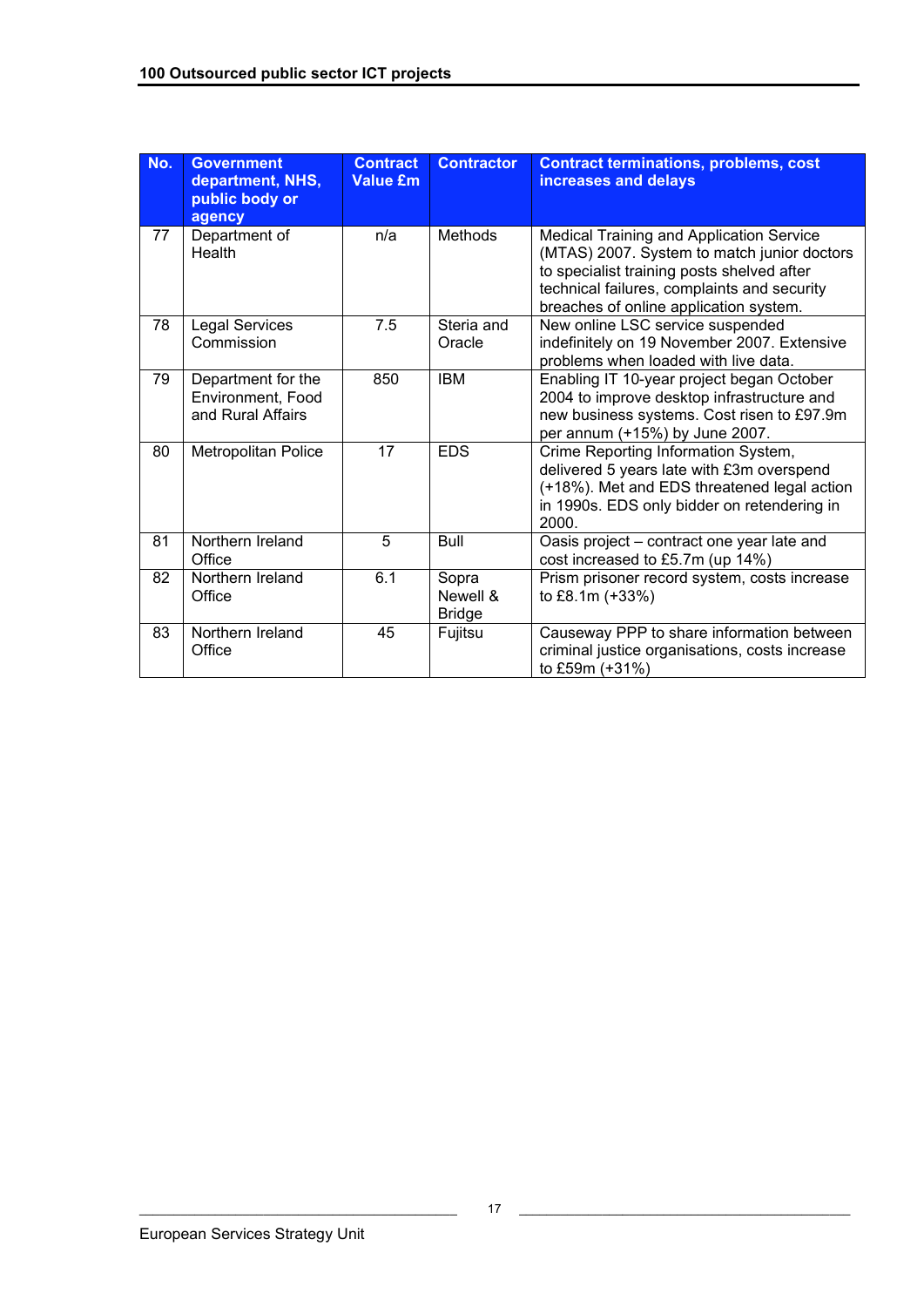| No. | Government department, NHS, public body or agency | Contract Value £m | Contractor | Contract terminations, problems, cost increases and delays |
|---|---|---|---|---|
| 77 | Department of Health | n/a | Methods | Medical Training and Application Service (MTAS) 2007. System to match junior doctors to specialist training posts shelved after technical failures, complaints and security breaches of online application system. |
| 78 | Legal Services Commission | 7.5 | Steria and Oracle | New online LSC service suspended indefinitely on 19 November 2007. Extensive problems when loaded with live data. |
| 79 | Department for the Environment, Food and Rural Affairs | 850 | IBM | Enabling IT 10-year project began October 2004 to improve desktop infrastructure and new business systems. Cost risen to £97.9m per annum (+15%) by June 2007. |
| 80 | Metropolitan Police | 17 | EDS | Crime Reporting Information System, delivered 5 years late with £3m overspend (+18%). Met and EDS threatened legal action in 1990s. EDS only bidder on retendering in 2000. |
| 81 | Northern Ireland Office | 5 | Bull | Oasis project – contract one year late and cost increased to £5.7m (up 14%) |
| 82 | Northern Ireland Office | 6.1 | Sopra Newell & Bridge | Prism prisoner record system, costs increase to £8.1m (+33%) |
| 83 | Northern Ireland Office | 45 | Fujitsu | Causeway PPP to share information between criminal justice organisations, costs increase to £59m (+31%) |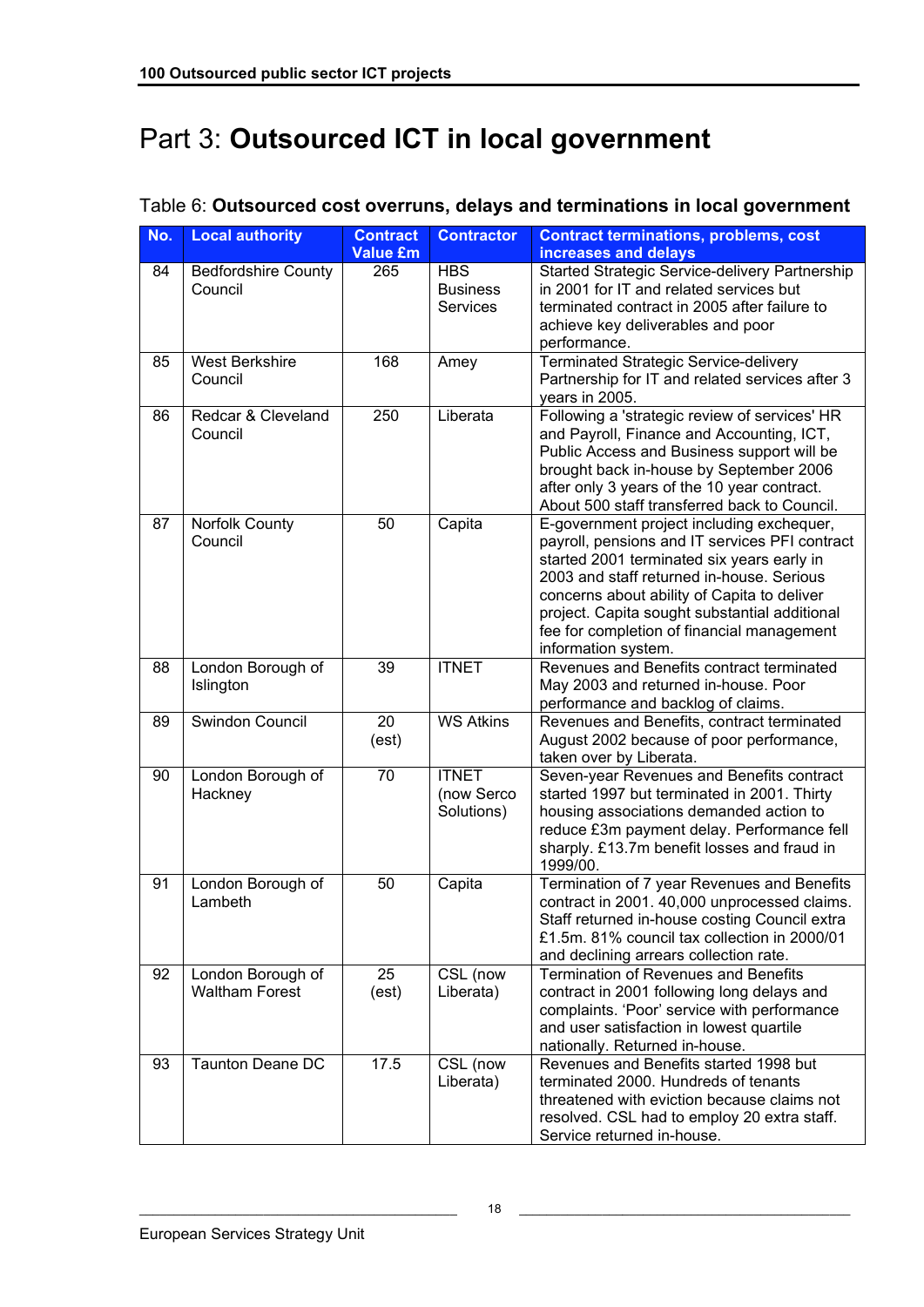# Part 3: **Outsourced ICT in local government**

Table 6: **Outsourced cost overruns, delays and terminations in local government**

| No. | Local authority | Contract Value £m | Contractor | Contract terminations, problems, cost increases and delays |
|---|---|---|---|---|
| 84 | Bedfordshire County Council | 265 | HBS Business Services | Started Strategic Service-delivery Partnership in 2001 for IT and related services but terminated contract in 2005 after failure to achieve key deliverables and poor performance. |
| 85 | West Berkshire Council | 168 | Amey | Terminated Strategic Service-delivery Partnership for IT and related services after 3 years in 2005. |
| 86 | Redcar & Cleveland Council | 250 | Liberata | Following a 'strategic review of services' HR and Payroll, Finance and Accounting, ICT, Public Access and Business support will be brought back in-house by September 2006 after only 3 years of the 10 year contract. About 500 staff transferred back to Council. |
| 87 | Norfolk County Council | 50 | Capita | E-government project including exchequer, payroll, pensions and IT services PFI contract started 2001 terminated six years early in 2003 and staff returned in-house. Serious concerns about ability of Capita to deliver project. Capita sought substantial additional fee for completion of financial management information system. |
| 88 | London Borough of Islington | 39 | ITNET | Revenues and Benefits contract terminated May 2003 and returned in-house. Poor performance and backlog of claims. |
| 89 | Swindon Council | 20 (est) | WS Atkins | Revenues and Benefits, contract terminated August 2002 because of poor performance, taken over by Liberata. |
| 90 | London Borough of Hackney | 70 | ITNET (now Serco Solutions) | Seven-year Revenues and Benefits contract started 1997 but terminated in 2001. Thirty housing associations demanded action to reduce £3m payment delay. Performance fell sharply. £13.7m benefit losses and fraud in 1999/00. |
| 91 | London Borough of Lambeth | 50 | Capita | Termination of 7 year Revenues and Benefits contract in 2001. 40,000 unprocessed claims. Staff returned in-house costing Council extra £1.5m. 81% council tax collection in 2000/01 and declining arrears collection rate. |
| 92 | London Borough of Waltham Forest | 25 (est) | CSL (now Liberata) | Termination of Revenues and Benefits contract in 2001 following long delays and complaints. 'Poor' service with performance and user satisfaction in lowest quartile nationally. Returned in-house. |
| 93 | Taunton Deane DC | 17.5 | CSL (now Liberata) | Revenues and Benefits started 1998 but terminated 2000. Hundreds of tenants threatened with eviction because claims not resolved. CSL had to employ 20 extra staff. Service returned in-house. |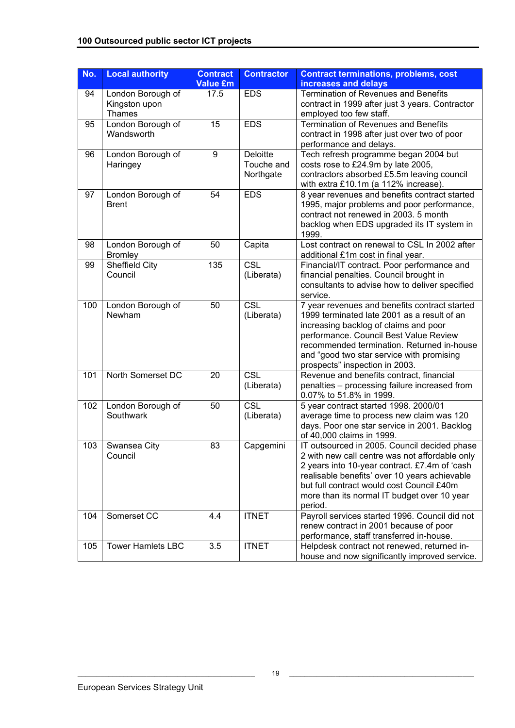| No. | Local authority | Contract Value £m | Contractor | Contract terminations, problems, cost increases and delays |
|---|---|---|---|---|
| 94 | London Borough of Kingston upon Thames | 17.5 | EDS | Termination of Revenues and Benefits contract in 1999 after just 3 years. Contractor employed too few staff. |
| 95 | London Borough of Wandsworth | 15 | EDS | Termination of Revenues and Benefits contract in 1998 after just over two of poor performance and delays. |
| 96 | London Borough of Haringey | 9 | Deloitte Touche and Northgate | Tech refresh programme began 2004 but costs rose to £24.9m by late 2005, contractors absorbed £5.5m leaving council with extra £10.1m (a 112% increase). |
| 97 | London Borough of Brent | 54 | EDS | 8 year revenues and benefits contract started 1995, major problems and poor performance, contract not renewed in 2003. 5 month backlog when EDS upgraded its IT system in 1999. |
| 98 | London Borough of Bromley | 50 | Capita | Lost contract on renewal to CSL In 2002 after additional £1m cost in final year. |
| 99 | Sheffield City Council | 135 | CSL (Liberata) | Financial/IT contract. Poor performance and financial penalties. Council brought in consultants to advise how to deliver specified service. |
| 100 | London Borough of Newham | 50 | CSL (Liberata) | 7 year revenues and benefits contract started 1999 terminated late 2001 as a result of an increasing backlog of claims and poor performance. Council Best Value Review recommended termination. Returned in-house and "good two star service with promising prospects" inspection in 2003. |
| 101 | North Somerset DC | 20 | CSL (Liberata) | Revenue and benefits contract, financial penalties – processing failure increased from 0.07% to 51.8% in 1999. |
| 102 | London Borough of Southwark | 50 | CSL (Liberata) | 5 year contract started 1998. 2000/01 average time to process new claim was 120 days. Poor one star service in 2001. Backlog of 40,000 claims in 1999. |
| 103 | Swansea City Council | 83 | Capgemini | IT outsourced in 2005. Council decided phase 2 with new call centre was not affordable only 2 years into 10-year contract. £7.4m of 'cash realisable benefits' over 10 years achievable but full contract would cost Council £40m more than its normal IT budget over 10 year period. |
| 104 | Somerset CC | 4.4 | ITNET | Payroll services started 1996. Council did not renew contract in 2001 because of poor performance, staff transferred in-house. |
| 105 | Tower Hamlets LBC | 3.5 | ITNET | Helpdesk contract not renewed, returned in-house and now significantly improved service. |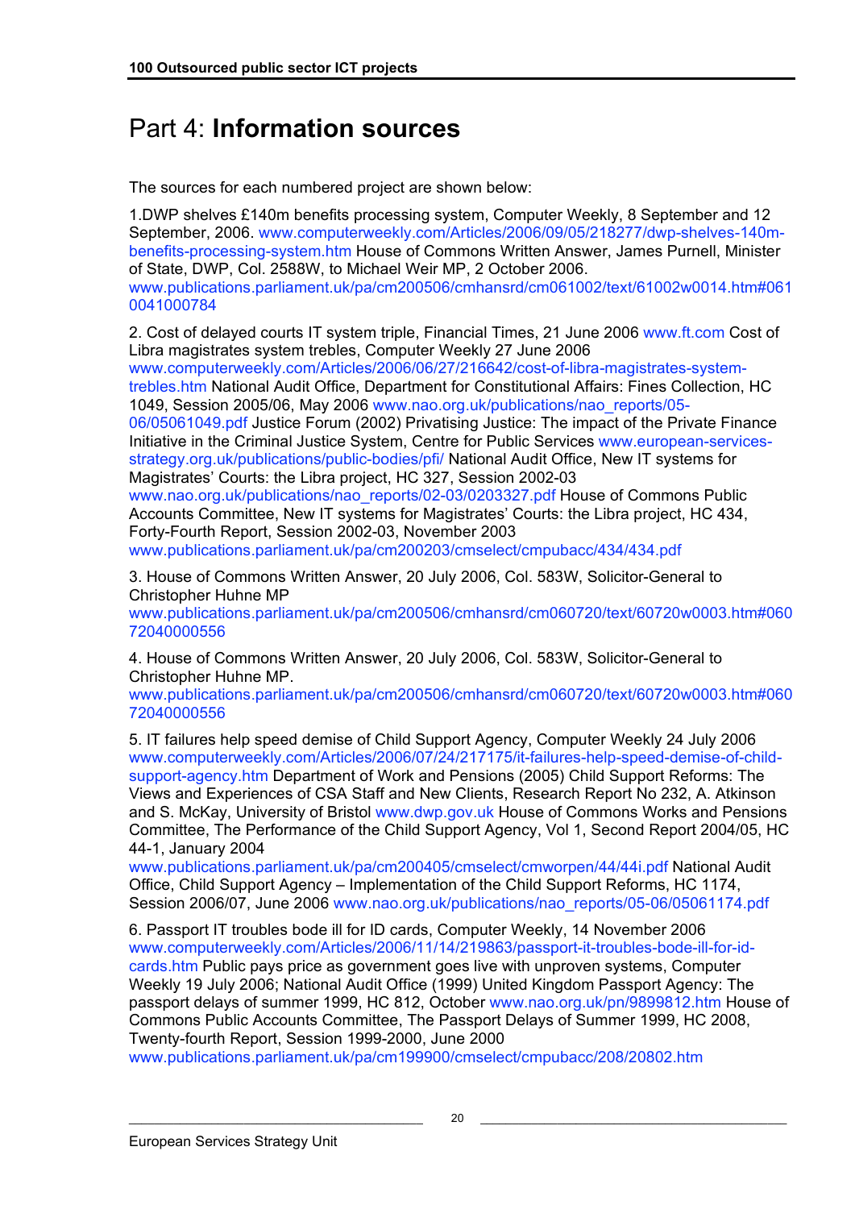# Part 4: **Information sources**

The sources for each numbered project are shown below:

1.DWP shelves £140m benefits processing system, Computer Weekly, 8 September and 12 September, 2006. www.computerweekly.com/Articles/2006/09/05/218277/dwp-shelves-140m-benefits-processing-system.htm House of Commons Written Answer, James Purnell, Minister of State, DWP, Col. 2588W, to Michael Weir MP, 2 October 2006. www.publications.parliament.uk/pa/cm200506/cmhansrd/cm061002/text/61002w0014.htm#0610041000784

2. Cost of delayed courts IT system triple, Financial Times, 21 June 2006 www.ft.com Cost of Libra magistrates system trebles, Computer Weekly 27 June 2006 www.computerweekly.com/Articles/2006/06/27/216642/cost-of-libra-magistrates-system-trebles.htm National Audit Office, Department for Constitutional Affairs: Fines Collection, HC 1049, Session 2005/06, May 2006 www.nao.org.uk/publications/nao_reports/05-06/05061049.pdf Justice Forum (2002) Privatising Justice: The impact of the Private Finance Initiative in the Criminal Justice System, Centre for Public Services www.european-services-strategy.org.uk/publications/public-bodies/pfi/ National Audit Office, New IT systems for Magistrates' Courts: the Libra project, HC 327, Session 2002-03 www.nao.org.uk/publications/nao_reports/02-03/0203327.pdf House of Commons Public Accounts Committee, New IT systems for Magistrates' Courts: the Libra project, HC 434, Forty-Fourth Report, Session 2002-03, November 2003 www.publications.parliament.uk/pa/cm200203/cmselect/cmpubacc/434/434.pdf

3. House of Commons Written Answer, 20 July 2006, Col. 583W, Solicitor-General to Christopher Huhne MP www.publications.parliament.uk/pa/cm200506/cmhansrd/cm060720/text/60720w0003.htm#06072040000556

4. House of Commons Written Answer, 20 July 2006, Col. 583W, Solicitor-General to Christopher Huhne MP. www.publications.parliament.uk/pa/cm200506/cmhansrd/cm060720/text/60720w0003.htm#06072040000556

5. IT failures help speed demise of Child Support Agency, Computer Weekly 24 July 2006 www.computerweekly.com/Articles/2006/07/24/217175/it-failures-help-speed-demise-of-child-support-agency.htm Department of Work and Pensions (2005) Child Support Reforms: The Views and Experiences of CSA Staff and New Clients, Research Report No 232, A. Atkinson and S. McKay, University of Bristol www.dwp.gov.uk House of Commons Works and Pensions Committee, The Performance of the Child Support Agency, Vol 1, Second Report 2004/05, HC 44-1, January 2004 www.publications.parliament.uk/pa/cm200405/cmselect/cmworpen/44/44i.pdf National Audit Office, Child Support Agency – Implementation of the Child Support Reforms, HC 1174, Session 2006/07, June 2006 www.nao.org.uk/publications/nao_reports/05-06/05061174.pdf

6. Passport IT troubles bode ill for ID cards, Computer Weekly, 14 November 2006 www.computerweekly.com/Articles/2006/11/14/219863/passport-it-troubles-bode-ill-for-id-cards.htm Public pays price as government goes live with unproven systems, Computer Weekly 19 July 2006; National Audit Office (1999) United Kingdom Passport Agency: The passport delays of summer 1999, HC 812, October www.nao.org.uk/pn/9899812.htm House of Commons Public Accounts Committee, The Passport Delays of Summer 1999, HC 2008, Twenty-fourth Report, Session 1999-2000, June 2000 www.publications.parliament.uk/pa/cm199900/cmselect/cmpubacc/208/20802.htm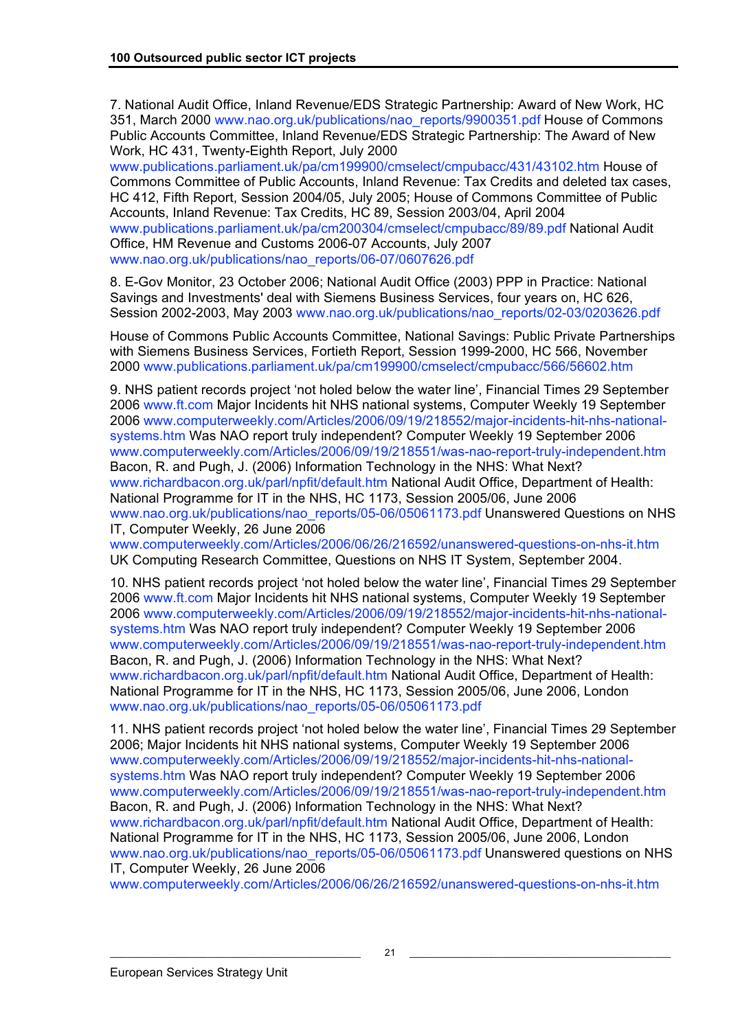7. National Audit Office, Inland Revenue/EDS Strategic Partnership: Award of New Work, HC 351, March 2000 www.nao.org.uk/publications/nao_reports/9900351.pdf House of Commons Public Accounts Committee, Inland Revenue/EDS Strategic Partnership: The Award of New Work, HC 431, Twenty-Eighth Report, July 2000 www.publications.parliament.uk/pa/cm199900/cmselect/cmpubacc/431/43102.htm House of Commons Committee of Public Accounts, Inland Revenue: Tax Credits and deleted tax cases, HC 412, Fifth Report, Session 2004/05, July 2005; House of Commons Committee of Public Accounts, Inland Revenue: Tax Credits, HC 89, Session 2003/04, April 2004 www.publications.parliament.uk/pa/cm200304/cmselect/cmpubacc/89/89.pdf National Audit Office, HM Revenue and Customs 2006-07 Accounts, July 2007 www.nao.org.uk/publications/nao_reports/06-07/0607626.pdf

8. E-Gov Monitor, 23 October 2006; National Audit Office (2003) PPP in Practice: National Savings and Investments' deal with Siemens Business Services, four years on, HC 626, Session 2002-2003, May 2003 www.nao.org.uk/publications/nao_reports/02-03/0203626.pdf

House of Commons Public Accounts Committee, National Savings: Public Private Partnerships with Siemens Business Services, Fortieth Report, Session 1999-2000, HC 566, November 2000 www.publications.parliament.uk/pa/cm199900/cmselect/cmpubacc/566/56602.htm

9. NHS patient records project 'not holed below the water line', Financial Times 29 September 2006 www.ft.com Major Incidents hit NHS national systems, Computer Weekly 19 September 2006 www.computerweekly.com/Articles/2006/09/19/218552/major-incidents-hit-nhs-national-systems.htm Was NAO report truly independent? Computer Weekly 19 September 2006 www.computerweekly.com/Articles/2006/09/19/218551/was-nao-report-truly-independent.htm Bacon, R. and Pugh, J. (2006) Information Technology in the NHS: What Next? www.richardbacon.org.uk/parl/npfit/default.htm National Audit Office, Department of Health: National Programme for IT in the NHS, HC 1173, Session 2005/06, June 2006 www.nao.org.uk/publications/nao_reports/05-06/05061173.pdf Unanswered Questions on NHS IT, Computer Weekly, 26 June 2006 www.computerweekly.com/Articles/2006/06/26/216592/unanswered-questions-on-nhs-it.htm UK Computing Research Committee, Questions on NHS IT System, September 2004.

10. NHS patient records project 'not holed below the water line', Financial Times 29 September 2006 www.ft.com Major Incidents hit NHS national systems, Computer Weekly 19 September 2006 www.computerweekly.com/Articles/2006/09/19/218552/major-incidents-hit-nhs-national-systems.htm Was NAO report truly independent? Computer Weekly 19 September 2006 www.computerweekly.com/Articles/2006/09/19/218551/was-nao-report-truly-independent.htm Bacon, R. and Pugh, J. (2006) Information Technology in the NHS: What Next? www.richardbacon.org.uk/parl/npfit/default.htm National Audit Office, Department of Health: National Programme for IT in the NHS, HC 1173, Session 2005/06, June 2006, London www.nao.org.uk/publications/nao_reports/05-06/05061173.pdf

11. NHS patient records project 'not holed below the water line', Financial Times 29 September 2006; Major Incidents hit NHS national systems, Computer Weekly 19 September 2006 www.computerweekly.com/Articles/2006/09/19/218552/major-incidents-hit-nhs-national-systems.htm Was NAO report truly independent? Computer Weekly 19 September 2006 www.computerweekly.com/Articles/2006/09/19/218551/was-nao-report-truly-independent.htm Bacon, R. and Pugh, J. (2006) Information Technology in the NHS: What Next? www.richardbacon.org.uk/parl/npfit/default.htm National Audit Office, Department of Health: National Programme for IT in the NHS, HC 1173, Session 2005/06, June 2006, London www.nao.org.uk/publications/nao_reports/05-06/05061173.pdf Unanswered questions on NHS IT, Computer Weekly, 26 June 2006 www.computerweekly.com/Articles/2006/06/26/216592/unanswered-questions-on-nhs-it.htm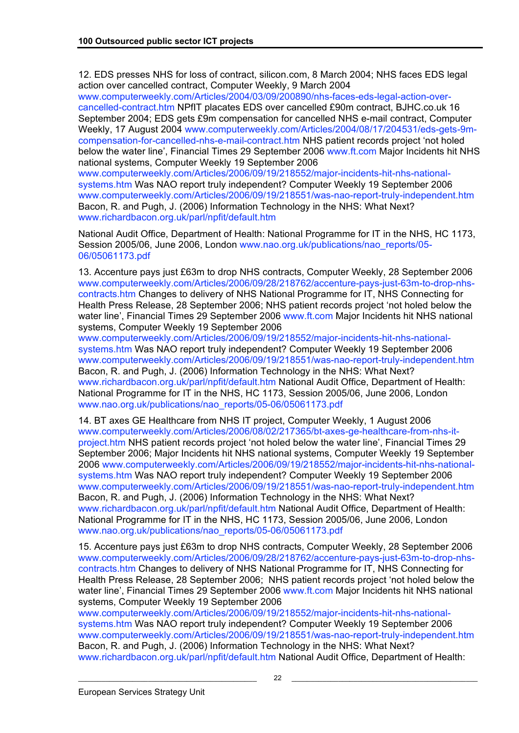12. EDS presses NHS for loss of contract, silicon.com, 8 March 2004; NHS faces EDS legal action over cancelled contract, Computer Weekly, 9 March 2004 www.computerweekly.com/Articles/2004/03/09/200890/nhs-faces-eds-legal-action-over-cancelled-contract.htm NPfIT placates EDS over cancelled £90m contract, BJHC.co.uk 16 September 2004; EDS gets £9m compensation for cancelled NHS e-mail contract, Computer Weekly, 17 August 2004 www.computerweekly.com/Articles/2004/08/17/204531/eds-gets-9m-compensation-for-cancelled-nhs-e-mail-contract.htm NHS patient records project 'not holed below the water line', Financial Times 29 September 2006 www.ft.com Major Incidents hit NHS national systems, Computer Weekly 19 September 2006 www.computerweekly.com/Articles/2006/09/19/218552/major-incidents-hit-nhs-national-systems.htm Was NAO report truly independent? Computer Weekly 19 September 2006 www.computerweekly.com/Articles/2006/09/19/218551/was-nao-report-truly-independent.htm Bacon, R. and Pugh, J. (2006) Information Technology in the NHS: What Next? www.richardbacon.org.uk/parl/npfit/default.htm

National Audit Office, Department of Health: National Programme for IT in the NHS, HC 1173, Session 2005/06, June 2006, London www.nao.org.uk/publications/nao_reports/05-06/05061173.pdf

13. Accenture pays just £63m to drop NHS contracts, Computer Weekly, 28 September 2006 www.computerweekly.com/Articles/2006/09/28/218762/accenture-pays-just-63m-to-drop-nhs-contracts.htm Changes to delivery of NHS National Programme for IT, NHS Connecting for Health Press Release, 28 September 2006; NHS patient records project 'not holed below the water line', Financial Times 29 September 2006 www.ft.com Major Incidents hit NHS national systems, Computer Weekly 19 September 2006 www.computerweekly.com/Articles/2006/09/19/218552/major-incidents-hit-nhs-national-systems.htm Was NAO report truly independent? Computer Weekly 19 September 2006 www.computerweekly.com/Articles/2006/09/19/218551/was-nao-report-truly-independent.htm Bacon, R. and Pugh, J. (2006) Information Technology in the NHS: What Next? www.richardbacon.org.uk/parl/npfit/default.htm National Audit Office, Department of Health: National Programme for IT in the NHS, HC 1173, Session 2005/06, June 2006, London www.nao.org.uk/publications/nao_reports/05-06/05061173.pdf

14. BT axes GE Healthcare from NHS IT project, Computer Weekly, 1 August 2006 www.computerweekly.com/Articles/2006/08/02/217365/bt-axes-ge-healthcare-from-nhs-it-project.htm NHS patient records project 'not holed below the water line', Financial Times 29 September 2006; Major Incidents hit NHS national systems, Computer Weekly 19 September 2006 www.computerweekly.com/Articles/2006/09/19/218552/major-incidents-hit-nhs-national-systems.htm Was NAO report truly independent? Computer Weekly 19 September 2006 www.computerweekly.com/Articles/2006/09/19/218551/was-nao-report-truly-independent.htm Bacon, R. and Pugh, J. (2006) Information Technology in the NHS: What Next? www.richardbacon.org.uk/parl/npfit/default.htm National Audit Office, Department of Health: National Programme for IT in the NHS, HC 1173, Session 2005/06, June 2006, London www.nao.org.uk/publications/nao_reports/05-06/05061173.pdf

15. Accenture pays just £63m to drop NHS contracts, Computer Weekly, 28 September 2006 www.computerweekly.com/Articles/2006/09/28/218762/accenture-pays-just-63m-to-drop-nhs-contracts.htm Changes to delivery of NHS National Programme for IT, NHS Connecting for Health Press Release, 28 September 2006; NHS patient records project 'not holed below the water line', Financial Times 29 September 2006 www.ft.com Major Incidents hit NHS national systems, Computer Weekly 19 September 2006 www.computerweekly.com/Articles/2006/09/19/218552/major-incidents-hit-nhs-national-systems.htm Was NAO report truly independent? Computer Weekly 19 September 2006 www.computerweekly.com/Articles/2006/09/19/218551/was-nao-report-truly-independent.htm Bacon, R. and Pugh, J. (2006) Information Technology in the NHS: What Next? www.richardbacon.org.uk/parl/npfit/default.htm National Audit Office, Department of Health: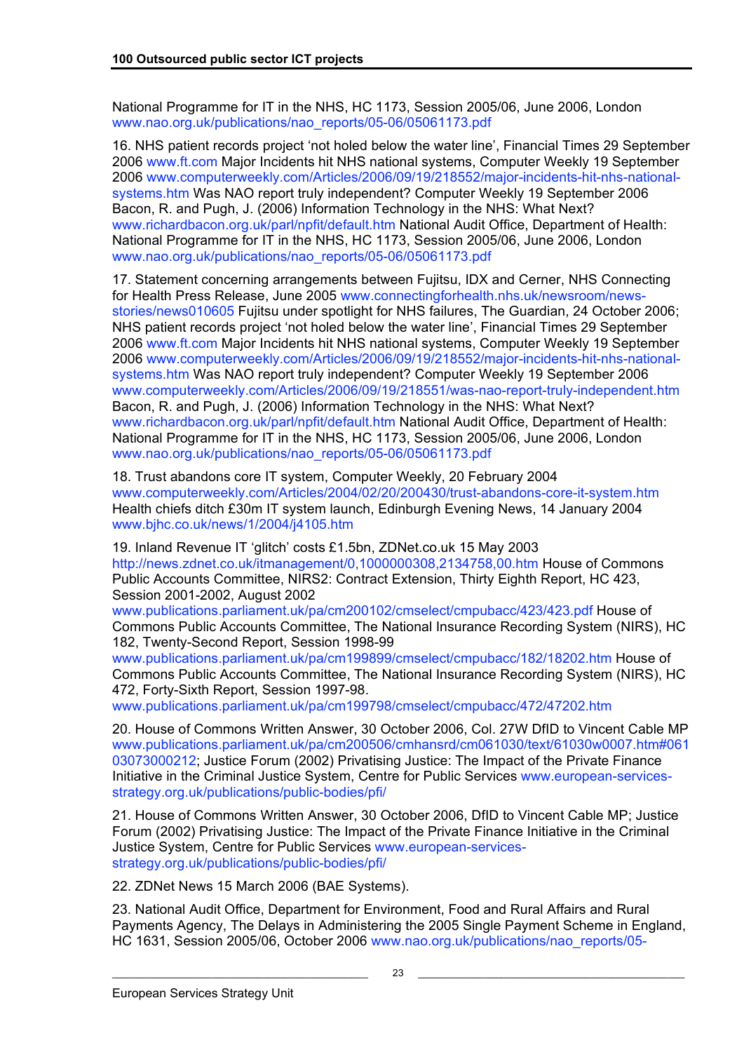National Programme for IT in the NHS, HC 1173, Session 2005/06, June 2006, London www.nao.org.uk/publications/nao_reports/05-06/05061173.pdf

16. NHS patient records project 'not holed below the water line', Financial Times 29 September 2006 www.ft.com Major Incidents hit NHS national systems, Computer Weekly 19 September 2006 www.computerweekly.com/Articles/2006/09/19/218552/major-incidents-hit-nhs-national-systems.htm Was NAO report truly independent? Computer Weekly 19 September 2006 Bacon, R. and Pugh, J. (2006) Information Technology in the NHS: What Next? www.richardbacon.org.uk/parl/npfit/default.htm National Audit Office, Department of Health: National Programme for IT in the NHS, HC 1173, Session 2005/06, June 2006, London www.nao.org.uk/publications/nao_reports/05-06/05061173.pdf

17. Statement concerning arrangements between Fujitsu, IDX and Cerner, NHS Connecting for Health Press Release, June 2005 www.connectingforhealth.nhs.uk/newsroom/news-stories/news010605 Fujitsu under spotlight for NHS failures, The Guardian, 24 October 2006; NHS patient records project 'not holed below the water line', Financial Times 29 September 2006 www.ft.com Major Incidents hit NHS national systems, Computer Weekly 19 September 2006 www.computerweekly.com/Articles/2006/09/19/218552/major-incidents-hit-nhs-national-systems.htm Was NAO report truly independent? Computer Weekly 19 September 2006 www.computerweekly.com/Articles/2006/09/19/218551/was-nao-report-truly-independent.htm Bacon, R. and Pugh, J. (2006) Information Technology in the NHS: What Next? www.richardbacon.org.uk/parl/npfit/default.htm National Audit Office, Department of Health: National Programme for IT in the NHS, HC 1173, Session 2005/06, June 2006, London www.nao.org.uk/publications/nao_reports/05-06/05061173.pdf

18. Trust abandons core IT system, Computer Weekly, 20 February 2004 www.computerweekly.com/Articles/2004/02/20/200430/trust-abandons-core-it-system.htm Health chiefs ditch £30m IT system launch, Edinburgh Evening News, 14 January 2004 www.bjhc.co.uk/news/1/2004/j4105.htm

19. Inland Revenue IT 'glitch' costs £1.5bn, ZDNet.co.uk 15 May 2003 http://news.zdnet.co.uk/itmanagement/0,1000000308,2134758,00.htm House of Commons Public Accounts Committee, NIRS2: Contract Extension, Thirty Eighth Report, HC 423, Session 2001-2002, August 2002 www.publications.parliament.uk/pa/cm200102/cmselect/cmpubacc/423/423.pdf House of Commons Public Accounts Committee, The National Insurance Recording System (NIRS), HC 182, Twenty-Second Report, Session 1998-99 www.publications.parliament.uk/pa/cm199899/cmselect/cmpubacc/182/18202.htm House of Commons Public Accounts Committee, The National Insurance Recording System (NIRS), HC 472, Forty-Sixth Report, Session 1997-98. www.publications.parliament.uk/pa/cm199798/cmselect/cmpubacc/472/47202.htm

20. House of Commons Written Answer, 30 October 2006, Col. 27W DfID to Vincent Cable MP www.publications.parliament.uk/pa/cm200506/cmhansrd/cm061030/text/61030w0007.htm#06103073000212; Justice Forum (2002) Privatising Justice: The Impact of the Private Finance Initiative in the Criminal Justice System, Centre for Public Services www.european-services-strategy.org.uk/publications/public-bodies/pfi/

21. House of Commons Written Answer, 30 October 2006, DfID to Vincent Cable MP; Justice Forum (2002) Privatising Justice: The Impact of the Private Finance Initiative in the Criminal Justice System, Centre for Public Services www.european-services-strategy.org.uk/publications/public-bodies/pfi/

22. ZDNet News 15 March 2006 (BAE Systems).

23. National Audit Office, Department for Environment, Food and Rural Affairs and Rural Payments Agency, The Delays in Administering the 2005 Single Payment Scheme in England, HC 1631, Session 2005/06, October 2006 www.nao.org.uk/publications/nao_reports/05-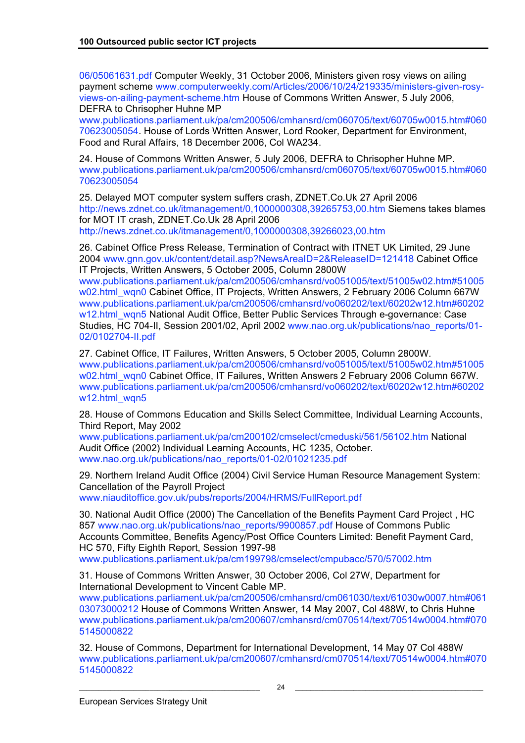06/05061631.pdf Computer Weekly, 31 October 2006, Ministers given rosy views on ailing payment scheme www.computerweekly.com/Articles/2006/10/24/219335/ministers-given-rosy-views-on-ailing-payment-scheme.htm House of Commons Written Answer, 5 July 2006, DEFRA to Chrisopher Huhne MP www.publications.parliament.uk/pa/cm200506/cmhansrd/cm060705/text/60705w0015.htm#06070623005054. House of Lords Written Answer, Lord Rooker, Department for Environment, Food and Rural Affairs, 18 December 2006, Col WA234.

24. House of Commons Written Answer, 5 July 2006, DEFRA to Chrisopher Huhne MP. www.publications.parliament.uk/pa/cm200506/cmhansrd/cm060705/text/60705w0015.htm#06070623005054

25. Delayed MOT computer system suffers crash, ZDNET.Co.Uk 27 April 2006 http://news.zdnet.co.uk/itmanagement/0,1000000308,39265753,00.htm Siemens takes blames for MOT IT crash, ZDNET.Co.Uk 28 April 2006 http://news.zdnet.co.uk/itmanagement/0,1000000308,39266023,00.htm

26. Cabinet Office Press Release, Termination of Contract with ITNET UK Limited, 29 June 2004 www.gnn.gov.uk/content/detail.asp?NewsAreaID=2&ReleaseID=121418 Cabinet Office IT Projects, Written Answers, 5 October 2005, Column 2800W www.publications.parliament.uk/pa/cm200506/cmhansrd/vo051005/text/51005w02.htm#51005w02.html_wqn0 Cabinet Office, IT Projects, Written Answers, 2 February 2006 Column 667W www.publications.parliament.uk/pa/cm200506/cmhansrd/vo060202/text/60202w12.htm#60202w12.html_wqn5 National Audit Office, Better Public Services Through e-governance: Case Studies, HC 704-II, Session 2001/02, April 2002 www.nao.org.uk/publications/nao_reports/01-02/0102704-II.pdf

27. Cabinet Office, IT Failures, Written Answers, 5 October 2005, Column 2800W. www.publications.parliament.uk/pa/cm200506/cmhansrd/vo051005/text/51005w02.htm#51005w02.html_wqn0 Cabinet Office, IT Failures, Written Answers 2 February 2006 Column 667W. www.publications.parliament.uk/pa/cm200506/cmhansrd/vo060202/text/60202w12.htm#60202w12.html_wqn5

28. House of Commons Education and Skills Select Committee, Individual Learning Accounts, Third Report, May 2002 www.publications.parliament.uk/pa/cm200102/cmselect/cmeduski/561/56102.htm National Audit Office (2002) Individual Learning Accounts, HC 1235, October. www.nao.org.uk/publications/nao_reports/01-02/01021235.pdf

29. Northern Ireland Audit Office (2004) Civil Service Human Resource Management System: Cancellation of the Payroll Project www.niauditoffice.gov.uk/pubs/reports/2004/HRMS/FullReport.pdf

30. National Audit Office (2000) The Cancellation of the Benefits Payment Card Project , HC 857 www.nao.org.uk/publications/nao_reports/9900857.pdf House of Commons Public Accounts Committee, Benefits Agency/Post Office Counters Limited: Benefit Payment Card, HC 570, Fifty Eighth Report, Session 1997-98 www.publications.parliament.uk/pa/cm199798/cmselect/cmpubacc/570/57002.htm

31. House of Commons Written Answer, 30 October 2006, Col 27W, Department for International Development to Vincent Cable MP. www.publications.parliament.uk/pa/cm200506/cmhansrd/cm061030/text/61030w0007.htm#06103073000212 House of Commons Written Answer, 14 May 2007, Col 488W, to Chris Huhne www.publications.parliament.uk/pa/cm200607/cmhansrd/cm070514/text/70514w0004.htm#0705145000822

32. House of Commons, Department for International Development, 14 May 07 Col 488W www.publications.parliament.uk/pa/cm200607/cmhansrd/cm070514/text/70514w0004.htm#0705145000822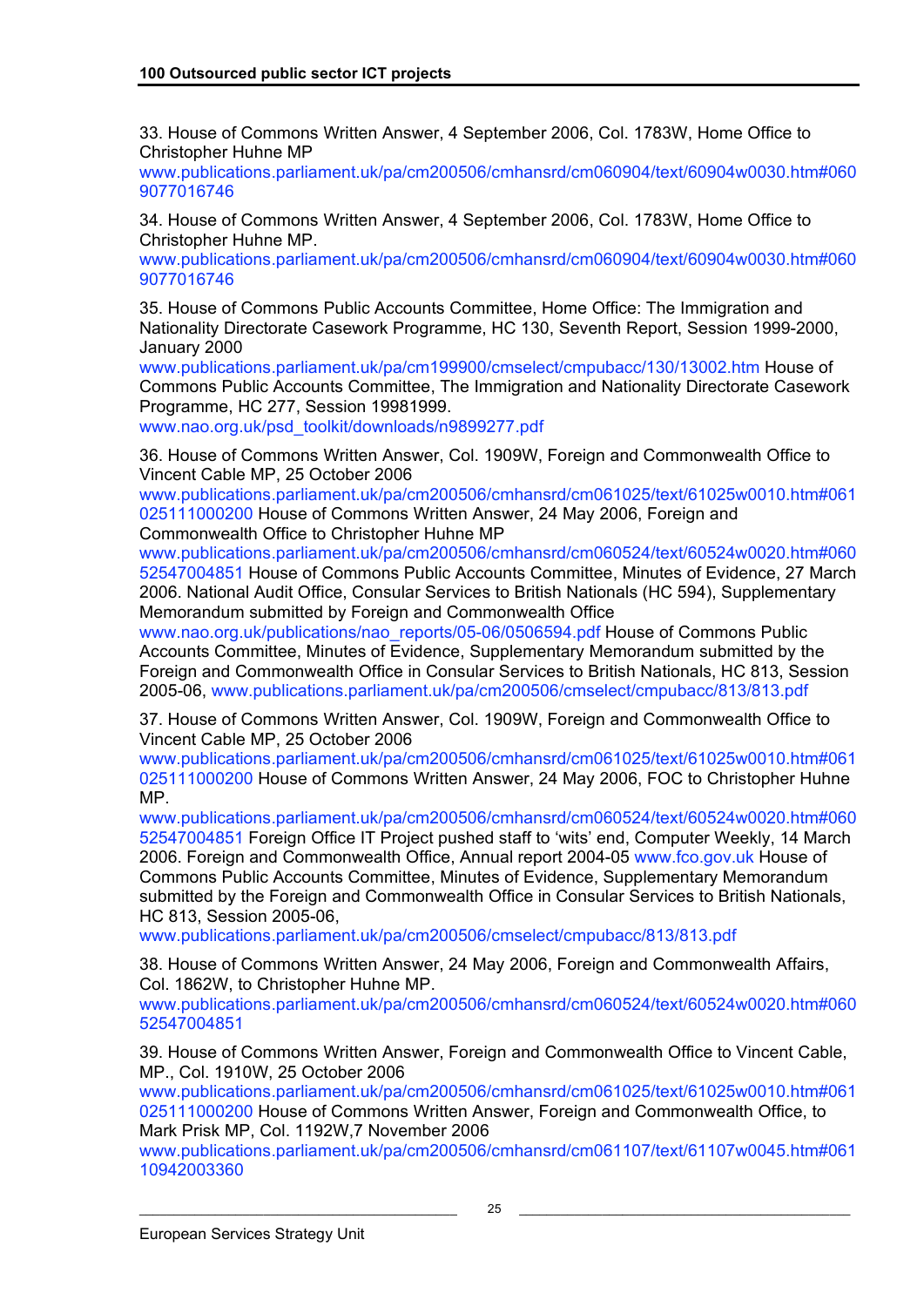33. House of Commons Written Answer, 4 September 2006, Col. 1783W, Home Office to Christopher Huhne MP
www.publications.parliament.uk/pa/cm200506/cmhansrd/cm060904/text/60904w0030.htm#0609077016746

34. House of Commons Written Answer, 4 September 2006, Col. 1783W, Home Office to Christopher Huhne MP.
www.publications.parliament.uk/pa/cm200506/cmhansrd/cm060904/text/60904w0030.htm#0609077016746

35. House of Commons Public Accounts Committee, Home Office: The Immigration and Nationality Directorate Casework Programme, HC 130, Seventh Report, Session 1999-2000, January 2000
www.publications.parliament.uk/pa/cm199900/cmselect/cmpubacc/130/13002.htm House of Commons Public Accounts Committee, The Immigration and Nationality Directorate Casework Programme, HC 277, Session 19981999.
www.nao.org.uk/psd_toolkit/downloads/n9899277.pdf

36. House of Commons Written Answer, Col. 1909W, Foreign and Commonwealth Office to Vincent Cable MP, 25 October 2006
www.publications.parliament.uk/pa/cm200506/cmhansrd/cm061025/text/61025w0010.htm#061025111000200 House of Commons Written Answer, 24 May 2006, Foreign and Commonwealth Office to Christopher Huhne MP
www.publications.parliament.uk/pa/cm200506/cmhansrd/cm060524/text/60524w0020.htm#06052547004851 House of Commons Public Accounts Committee, Minutes of Evidence, 27 March 2006. National Audit Office, Consular Services to British Nationals (HC 594), Supplementary Memorandum submitted by Foreign and Commonwealth Office
www.nao.org.uk/publications/nao_reports/05-06/0506594.pdf House of Commons Public Accounts Committee, Minutes of Evidence, Supplementary Memorandum submitted by the Foreign and Commonwealth Office in Consular Services to British Nationals, HC 813, Session 2005-06, www.publications.parliament.uk/pa/cm200506/cmselect/cmpubacc/813/813.pdf

37. House of Commons Written Answer, Col. 1909W, Foreign and Commonwealth Office to Vincent Cable MP, 25 October 2006
www.publications.parliament.uk/pa/cm200506/cmhansrd/cm061025/text/61025w0010.htm#061025111000200 House of Commons Written Answer, 24 May 2006, FOC to Christopher Huhne MP.
www.publications.parliament.uk/pa/cm200506/cmhansrd/cm060524/text/60524w0020.htm#06052547004851 Foreign Office IT Project pushed staff to 'wits' end, Computer Weekly, 14 March 2006. Foreign and Commonwealth Office, Annual report 2004-05 www.fco.gov.uk House of Commons Public Accounts Committee, Minutes of Evidence, Supplementary Memorandum submitted by the Foreign and Commonwealth Office in Consular Services to British Nationals, HC 813, Session 2005-06,
www.publications.parliament.uk/pa/cm200506/cmselect/cmpubacc/813/813.pdf

38. House of Commons Written Answer, 24 May 2006, Foreign and Commonwealth Affairs, Col. 1862W, to Christopher Huhne MP.
www.publications.parliament.uk/pa/cm200506/cmhansrd/cm060524/text/60524w0020.htm#06052547004851

39. House of Commons Written Answer, Foreign and Commonwealth Office to Vincent Cable, MP., Col. 1910W, 25 October 2006
www.publications.parliament.uk/pa/cm200506/cmhansrd/cm061025/text/61025w0010.htm#061025111000200 House of Commons Written Answer, Foreign and Commonwealth Office, to Mark Prisk MP, Col. 1192W,7 November 2006
www.publications.parliament.uk/pa/cm200506/cmhansrd/cm061107/text/61107w0045.htm#06110942003360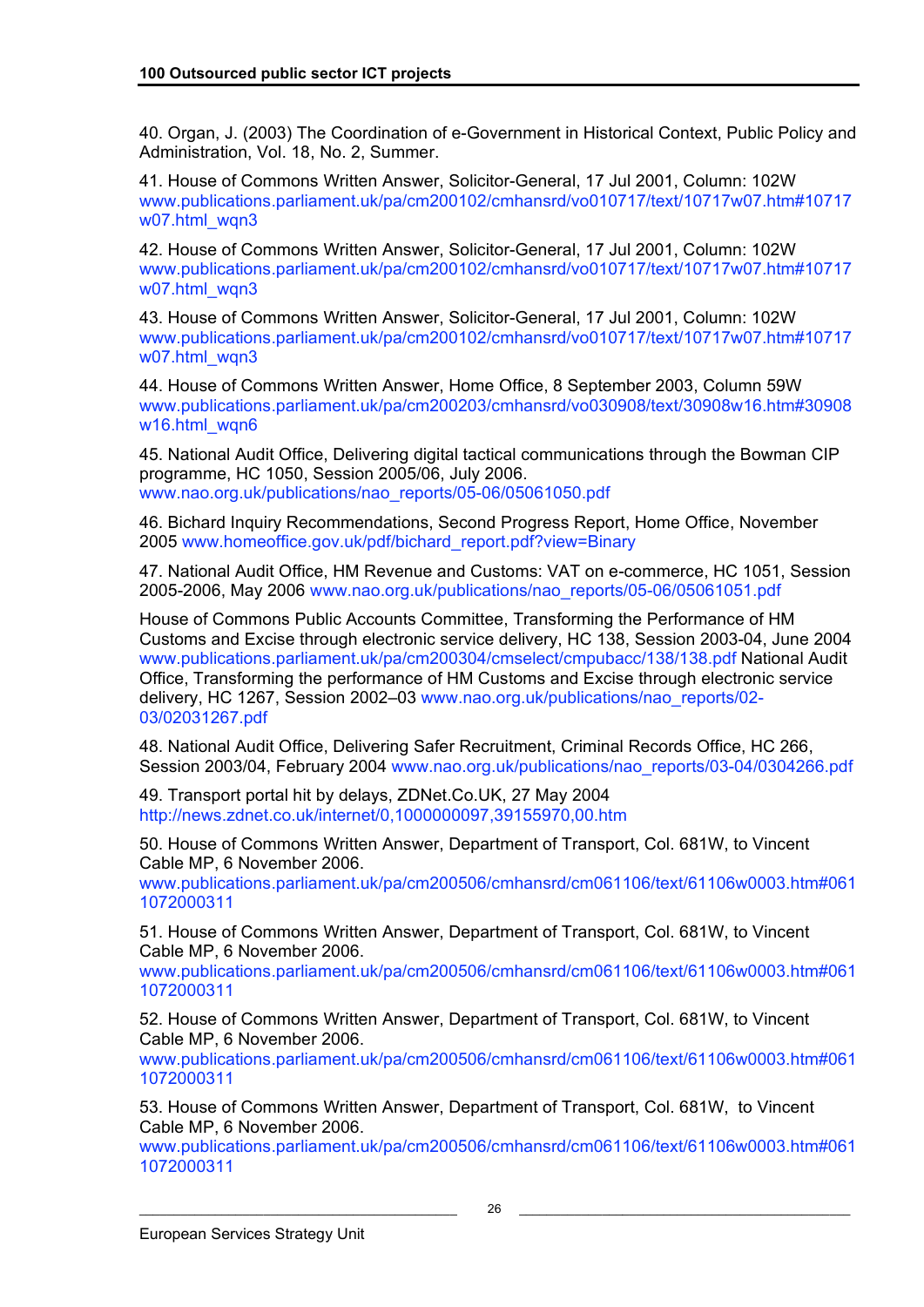40. Organ, J. (2003) The Coordination of e-Government in Historical Context, Public Policy and Administration, Vol. 18, No. 2, Summer.

41. House of Commons Written Answer, Solicitor-General, 17 Jul 2001, Column: 102W www.publications.parliament.uk/pa/cm200102/cmhansrd/vo010717/text/10717w07.htm#10717w07.html_wqn3

42. House of Commons Written Answer, Solicitor-General, 17 Jul 2001, Column: 102W www.publications.parliament.uk/pa/cm200102/cmhansrd/vo010717/text/10717w07.htm#10717w07.html_wqn3

43. House of Commons Written Answer, Solicitor-General, 17 Jul 2001, Column: 102W www.publications.parliament.uk/pa/cm200102/cmhansrd/vo010717/text/10717w07.htm#10717w07.html_wqn3

44. House of Commons Written Answer, Home Office, 8 September 2003, Column 59W www.publications.parliament.uk/pa/cm200203/cmhansrd/vo030908/text/30908w16.htm#30908w16.html_wqn6

45. National Audit Office, Delivering digital tactical communications through the Bowman CIP programme, HC 1050, Session 2005/06, July 2006. www.nao.org.uk/publications/nao_reports/05-06/05061050.pdf

46. Bichard Inquiry Recommendations, Second Progress Report, Home Office, November 2005 www.homeoffice.gov.uk/pdf/bichard_report.pdf?view=Binary

47. National Audit Office, HM Revenue and Customs: VAT on e-commerce, HC 1051, Session 2005-2006, May 2006 www.nao.org.uk/publications/nao_reports/05-06/05061051.pdf

House of Commons Public Accounts Committee, Transforming the Performance of HM Customs and Excise through electronic service delivery, HC 138, Session 2003-04, June 2004 www.publications.parliament.uk/pa/cm200304/cmselect/cmpubacc/138/138.pdf National Audit Office, Transforming the performance of HM Customs and Excise through electronic service delivery, HC 1267, Session 2002–03 www.nao.org.uk/publications/nao_reports/02-03/02031267.pdf

48. National Audit Office, Delivering Safer Recruitment, Criminal Records Office, HC 266, Session 2003/04, February 2004 www.nao.org.uk/publications/nao_reports/03-04/0304266.pdf

49. Transport portal hit by delays, ZDNet.Co.UK, 27 May 2004 http://news.zdnet.co.uk/internet/0,1000000097,39155970,00.htm

50. House of Commons Written Answer, Department of Transport, Col. 681W, to Vincent Cable MP, 6 November 2006. www.publications.parliament.uk/pa/cm200506/cmhansrd/cm061106/text/61106w0003.htm#0611072000311

51. House of Commons Written Answer, Department of Transport, Col. 681W, to Vincent Cable MP, 6 November 2006. www.publications.parliament.uk/pa/cm200506/cmhansrd/cm061106/text/61106w0003.htm#0611072000311

52. House of Commons Written Answer, Department of Transport, Col. 681W, to Vincent Cable MP, 6 November 2006. www.publications.parliament.uk/pa/cm200506/cmhansrd/cm061106/text/61106w0003.htm#0611072000311

53. House of Commons Written Answer, Department of Transport, Col. 681W, to Vincent Cable MP, 6 November 2006. www.publications.parliament.uk/pa/cm200506/cmhansrd/cm061106/text/61106w0003.htm#0611072000311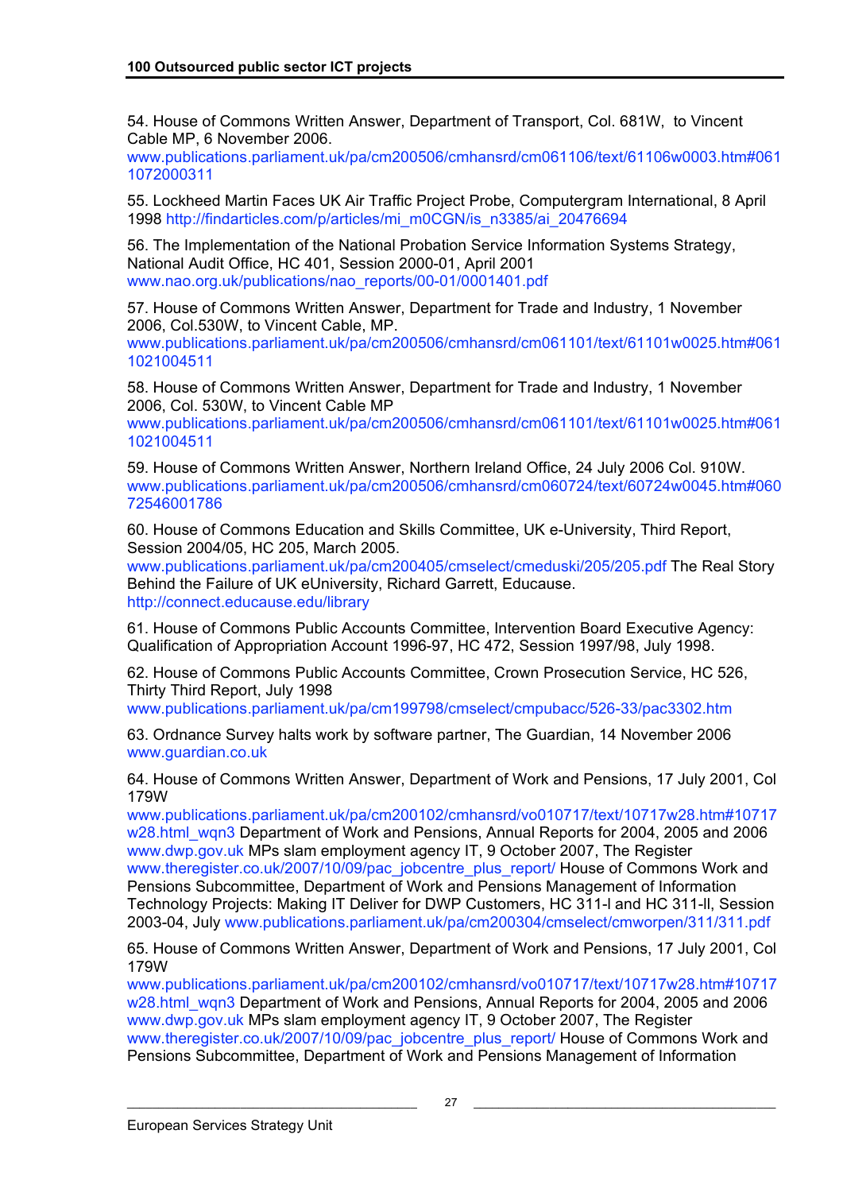54. House of Commons Written Answer, Department of Transport, Col. 681W, to Vincent Cable MP, 6 November 2006.
www.publications.parliament.uk/pa/cm200506/cmhansrd/cm061106/text/61106w0003.htm#0611072000311

55. Lockheed Martin Faces UK Air Traffic Project Probe, Computergram International, 8 April 1998 http://findarticles.com/p/articles/mi_m0CGN/is_n3385/ai_20476694

56. The Implementation of the National Probation Service Information Systems Strategy, National Audit Office, HC 401, Session 2000-01, April 2001
www.nao.org.uk/publications/nao_reports/00-01/0001401.pdf

57. House of Commons Written Answer, Department for Trade and Industry, 1 November 2006, Col.530W, to Vincent Cable, MP.
www.publications.parliament.uk/pa/cm200506/cmhansrd/cm061101/text/61101w0025.htm#0611021004511

58. House of Commons Written Answer, Department for Trade and Industry, 1 November 2006, Col. 530W, to Vincent Cable MP
www.publications.parliament.uk/pa/cm200506/cmhansrd/cm061101/text/61101w0025.htm#0611021004511

59. House of Commons Written Answer, Northern Ireland Office, 24 July 2006 Col. 910W.
www.publications.parliament.uk/pa/cm200506/cmhansrd/cm060724/text/60724w0045.htm#06072546001786

60. House of Commons Education and Skills Committee, UK e-University, Third Report, Session 2004/05, HC 205, March 2005.
www.publications.parliament.uk/pa/cm200405/cmselect/cmeduski/205/205.pdf The Real Story Behind the Failure of UK eUniversity, Richard Garrett, Educause.
http://connect.educause.edu/library

61. House of Commons Public Accounts Committee, Intervention Board Executive Agency: Qualification of Appropriation Account 1996-97, HC 472, Session 1997/98, July 1998.

62. House of Commons Public Accounts Committee, Crown Prosecution Service, HC 526, Thirty Third Report, July 1998
www.publications.parliament.uk/pa/cm199798/cmselect/cmpubacc/526-33/pac3302.htm

63. Ordnance Survey halts work by software partner, The Guardian, 14 November 2006
www.guardian.co.uk

64. House of Commons Written Answer, Department of Work and Pensions, 17 July 2001, Col 179W
www.publications.parliament.uk/pa/cm200102/cmhansrd/vo010717/text/10717w28.htm#10717w28.html_wqn3 Department of Work and Pensions, Annual Reports for 2004, 2005 and 2006 www.dwp.gov.uk MPs slam employment agency IT, 9 October 2007, The Register www.theregister.co.uk/2007/10/09/pac_jobcentre_plus_report/ House of Commons Work and Pensions Subcommittee, Department of Work and Pensions Management of Information Technology Projects: Making IT Deliver for DWP Customers, HC 311-I and HC 311-II, Session 2003-04, July www.publications.parliament.uk/pa/cm200304/cmselect/cmworpen/311/311.pdf

65. House of Commons Written Answer, Department of Work and Pensions, 17 July 2001, Col 179W
www.publications.parliament.uk/pa/cm200102/cmhansrd/vo010717/text/10717w28.htm#10717w28.html_wqn3 Department of Work and Pensions, Annual Reports for 2004, 2005 and 2006 www.dwp.gov.uk MPs slam employment agency IT, 9 October 2007, The Register www.theregister.co.uk/2007/10/09/pac_jobcentre_plus_report/ House of Commons Work and Pensions Subcommittee, Department of Work and Pensions Management of Information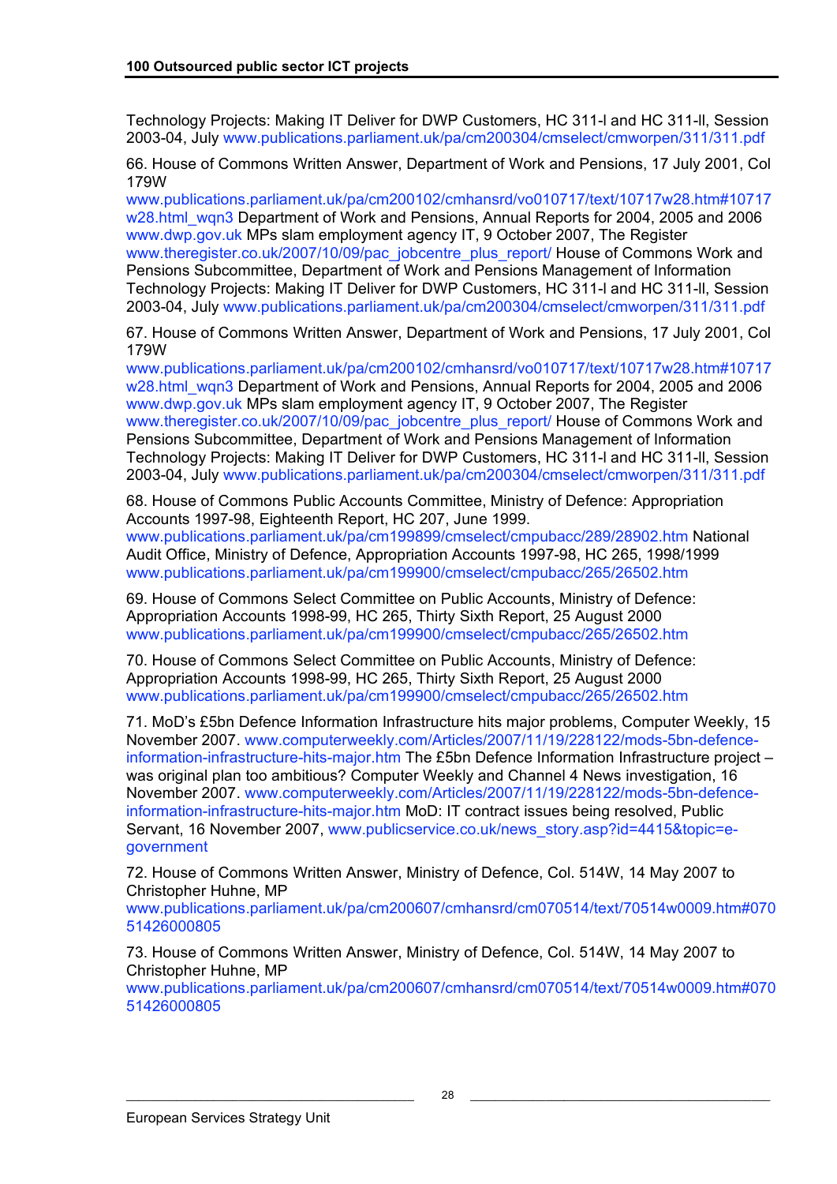Technology Projects: Making IT Deliver for DWP Customers, HC 311-I and HC 311-II, Session 2003-04, July www.publications.parliament.uk/pa/cm200304/cmselect/cmworpen/311/311.pdf

66. House of Commons Written Answer, Department of Work and Pensions, 17 July 2001, Col 179W www.publications.parliament.uk/pa/cm200102/cmhansrd/vo010717/text/10717w28.htm#10717w28.html_wqn3 Department of Work and Pensions, Annual Reports for 2004, 2005 and 2006 www.dwp.gov.uk MPs slam employment agency IT, 9 October 2007, The Register www.theregister.co.uk/2007/10/09/pac_jobcentre_plus_report/ House of Commons Work and Pensions Subcommittee, Department of Work and Pensions Management of Information Technology Projects: Making IT Deliver for DWP Customers, HC 311-I and HC 311-II, Session 2003-04, July www.publications.parliament.uk/pa/cm200304/cmselect/cmworpen/311/311.pdf

67. House of Commons Written Answer, Department of Work and Pensions, 17 July 2001, Col 179W www.publications.parliament.uk/pa/cm200102/cmhansrd/vo010717/text/10717w28.htm#10717w28.html_wqn3 Department of Work and Pensions, Annual Reports for 2004, 2005 and 2006 www.dwp.gov.uk MPs slam employment agency IT, 9 October 2007, The Register www.theregister.co.uk/2007/10/09/pac_jobcentre_plus_report/ House of Commons Work and Pensions Subcommittee, Department of Work and Pensions Management of Information Technology Projects: Making IT Deliver for DWP Customers, HC 311-I and HC 311-II, Session 2003-04, July www.publications.parliament.uk/pa/cm200304/cmselect/cmworpen/311/311.pdf

68. House of Commons Public Accounts Committee, Ministry of Defence: Appropriation Accounts 1997-98, Eighteenth Report, HC 207, June 1999. www.publications.parliament.uk/pa/cm199899/cmselect/cmpubacc/289/28902.htm National Audit Office, Ministry of Defence, Appropriation Accounts 1997-98, HC 265, 1998/1999 www.publications.parliament.uk/pa/cm199900/cmselect/cmpubacc/265/26502.htm

69. House of Commons Select Committee on Public Accounts, Ministry of Defence: Appropriation Accounts 1998-99, HC 265, Thirty Sixth Report, 25 August 2000 www.publications.parliament.uk/pa/cm199900/cmselect/cmpubacc/265/26502.htm

70. House of Commons Select Committee on Public Accounts, Ministry of Defence: Appropriation Accounts 1998-99, HC 265, Thirty Sixth Report, 25 August 2000 www.publications.parliament.uk/pa/cm199900/cmselect/cmpubacc/265/26502.htm

71. MoD's £5bn Defence Information Infrastructure hits major problems, Computer Weekly, 15 November 2007. www.computerweekly.com/Articles/2007/11/19/228122/mods-5bn-defence-information-infrastructure-hits-major.htm The £5bn Defence Information Infrastructure project – was original plan too ambitious? Computer Weekly and Channel 4 News investigation, 16 November 2007. www.computerweekly.com/Articles/2007/11/19/228122/mods-5bn-defence-information-infrastructure-hits-major.htm MoD: IT contract issues being resolved, Public Servant, 16 November 2007, www.publicservice.co.uk/news_story.asp?id=4415&topic=e-government

72. House of Commons Written Answer, Ministry of Defence, Col. 514W, 14 May 2007 to Christopher Huhne, MP www.publications.parliament.uk/pa/cm200607/cmhansrd/cm070514/text/70514w0009.htm#07051426000805

73. House of Commons Written Answer, Ministry of Defence, Col. 514W, 14 May 2007 to Christopher Huhne, MP www.publications.parliament.uk/pa/cm200607/cmhansrd/cm070514/text/70514w0009.htm#07051426000805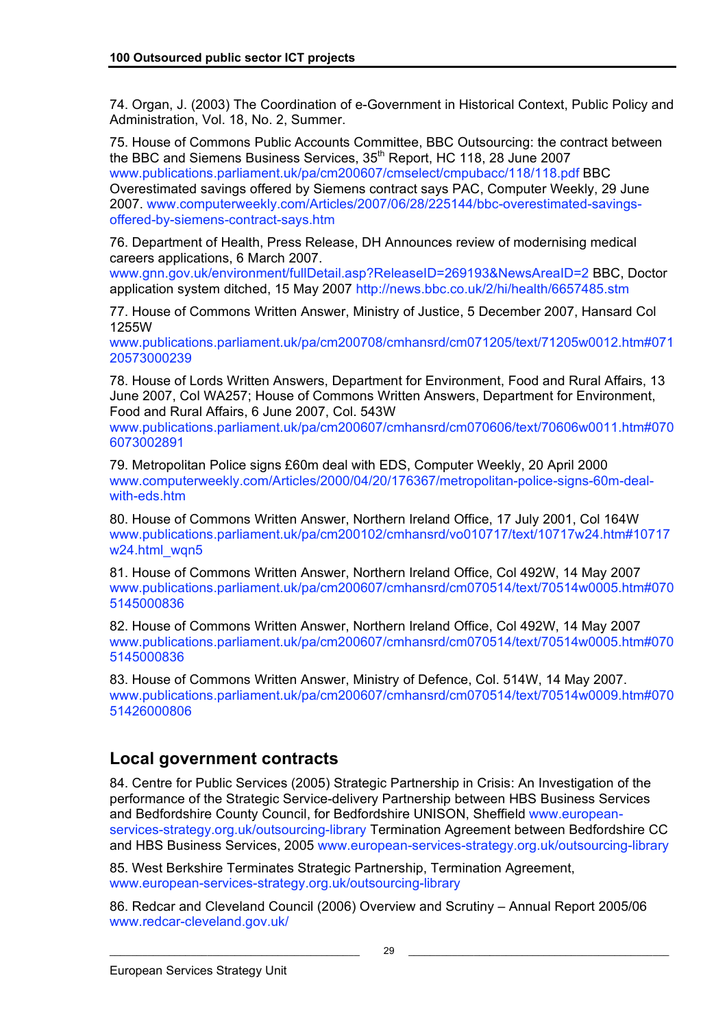74. Organ, J. (2003) The Coordination of e-Government in Historical Context, Public Policy and Administration, Vol. 18, No. 2, Summer.

75. House of Commons Public Accounts Committee, BBC Outsourcing: the contract between the BBC and Siemens Business Services, 35th Report, HC 118, 28 June 2007 www.publications.parliament.uk/pa/cm200607/cmselect/cmpubacc/118/118.pdf BBC Overestimated savings offered by Siemens contract says PAC, Computer Weekly, 29 June 2007. www.computerweekly.com/Articles/2007/06/28/225144/bbc-overestimated-savings-offered-by-siemens-contract-says.htm

76. Department of Health, Press Release, DH Announces review of modernising medical careers applications, 6 March 2007. www.gnn.gov.uk/environment/fullDetail.asp?ReleaseID=269193&NewsAreaID=2 BBC, Doctor application system ditched, 15 May 2007 http://news.bbc.co.uk/2/hi/health/6657485.stm

77. House of Commons Written Answer, Ministry of Justice, 5 December 2007, Hansard Col 1255W www.publications.parliament.uk/pa/cm200708/cmhansrd/cm071205/text/71205w0012.htm#07120573000239

78. House of Lords Written Answers, Department for Environment, Food and Rural Affairs, 13 June 2007, Col WA257; House of Commons Written Answers, Department for Environment, Food and Rural Affairs, 6 June 2007, Col. 543W www.publications.parliament.uk/pa/cm200607/cmhansrd/cm070606/text/70606w0011.htm#0706073002891

79. Metropolitan Police signs £60m deal with EDS, Computer Weekly, 20 April 2000 www.computerweekly.com/Articles/2000/04/20/176367/metropolitan-police-signs-60m-deal-with-eds.htm

80. House of Commons Written Answer, Northern Ireland Office, 17 July 2001, Col 164W www.publications.parliament.uk/pa/cm200102/cmhansrd/vo010717/text/10717w24.htm#10717w24.html_wqn5

81. House of Commons Written Answer, Northern Ireland Office, Col 492W, 14 May 2007 www.publications.parliament.uk/pa/cm200607/cmhansrd/cm070514/text/70514w0005.htm#0705145000836

82. House of Commons Written Answer, Northern Ireland Office, Col 492W, 14 May 2007 www.publications.parliament.uk/pa/cm200607/cmhansrd/cm070514/text/70514w0005.htm#0705145000836

83. House of Commons Written Answer, Ministry of Defence, Col. 514W, 14 May 2007. www.publications.parliament.uk/pa/cm200607/cmhansrd/cm070514/text/70514w0009.htm#07051426000806

## Local government contracts

84. Centre for Public Services (2005) Strategic Partnership in Crisis: An Investigation of the performance of the Strategic Service-delivery Partnership between HBS Business Services and Bedfordshire County Council, for Bedfordshire UNISON, Sheffield www.european-services-strategy.org.uk/outsourcing-library Termination Agreement between Bedfordshire CC and HBS Business Services, 2005 www.european-services-strategy.org.uk/outsourcing-library

85. West Berkshire Terminates Strategic Partnership, Termination Agreement, www.european-services-strategy.org.uk/outsourcing-library

86. Redcar and Cleveland Council (2006) Overview and Scrutiny – Annual Report 2005/06 www.redcar-cleveland.gov.uk/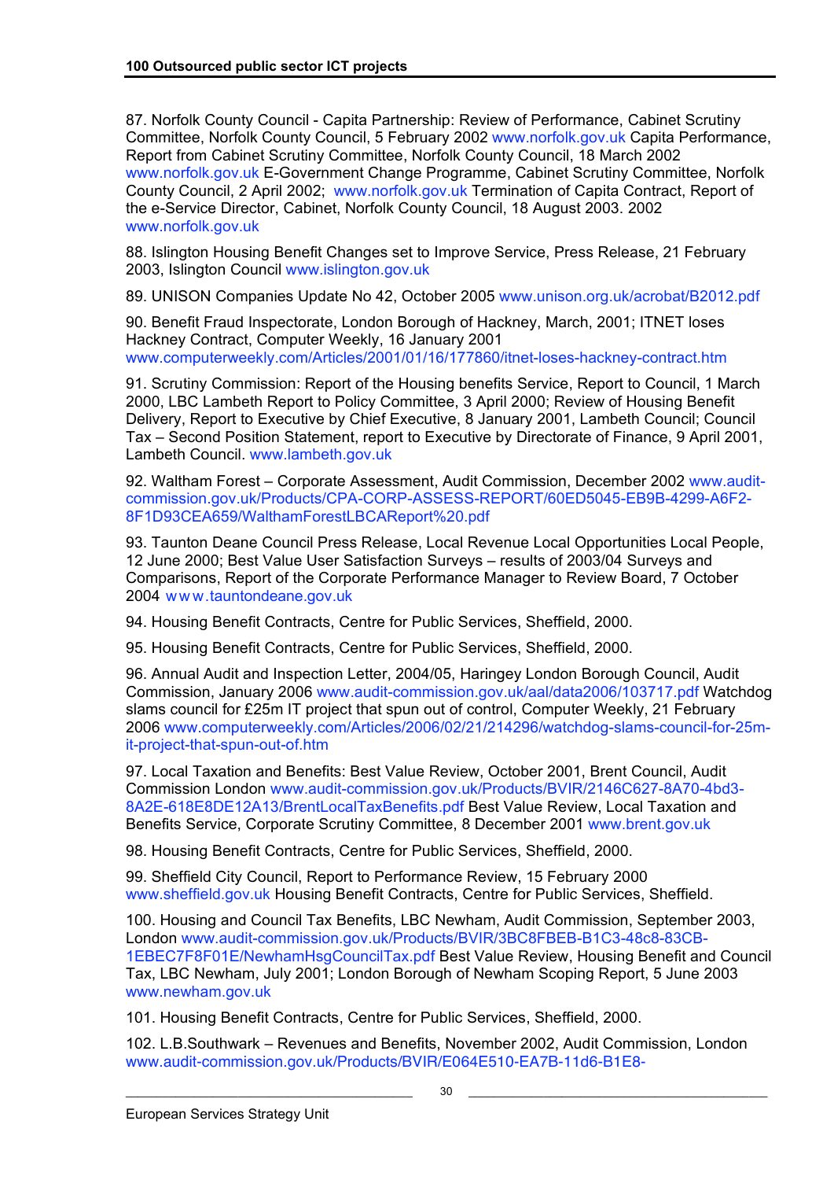87. Norfolk County Council - Capita Partnership: Review of Performance, Cabinet Scrutiny Committee, Norfolk County Council, 5 February 2002 www.norfolk.gov.uk Capita Performance, Report from Cabinet Scrutiny Committee, Norfolk County Council, 18 March 2002 www.norfolk.gov.uk E-Government Change Programme, Cabinet Scrutiny Committee, Norfolk County Council, 2 April 2002; www.norfolk.gov.uk Termination of Capita Contract, Report of the e-Service Director, Cabinet, Norfolk County Council, 18 August 2003. 2002 www.norfolk.gov.uk

88. Islington Housing Benefit Changes set to Improve Service, Press Release, 21 February 2003, Islington Council www.islington.gov.uk

89. UNISON Companies Update No 42, October 2005 www.unison.org.uk/acrobat/B2012.pdf

90. Benefit Fraud Inspectorate, London Borough of Hackney, March, 2001; ITNET loses Hackney Contract, Computer Weekly, 16 January 2001 www.computerweekly.com/Articles/2001/01/16/177860/itnet-loses-hackney-contract.htm

91. Scrutiny Commission: Report of the Housing benefits Service, Report to Council, 1 March 2000, LBC Lambeth Report to Policy Committee, 3 April 2000; Review of Housing Benefit Delivery, Report to Executive by Chief Executive, 8 January 2001, Lambeth Council; Council Tax – Second Position Statement, report to Executive by Directorate of Finance, 9 April 2001, Lambeth Council. www.lambeth.gov.uk

92. Waltham Forest – Corporate Assessment, Audit Commission, December 2002 www.audit-commission.gov.uk/Products/CPA-CORP-ASSESS-REPORT/60ED5045-EB9B-4299-A6F2-8F1D93CEA659/WalthamForestLBCAReport%20.pdf

93. Taunton Deane Council Press Release, Local Revenue Local Opportunities Local People, 12 June 2000; Best Value User Satisfaction Surveys – results of 2003/04 Surveys and Comparisons, Report of the Corporate Performance Manager to Review Board, 7 October 2004 www.tauntondeane.gov.uk

94. Housing Benefit Contracts, Centre for Public Services, Sheffield, 2000.

95. Housing Benefit Contracts, Centre for Public Services, Sheffield, 2000.

96. Annual Audit and Inspection Letter, 2004/05, Haringey London Borough Council, Audit Commission, January 2006 www.audit-commission.gov.uk/aal/data2006/103717.pdf Watchdog slams council for £25m IT project that spun out of control, Computer Weekly, 21 February 2006 www.computerweekly.com/Articles/2006/02/21/214296/watchdog-slams-council-for-25m-it-project-that-spun-out-of.htm

97. Local Taxation and Benefits: Best Value Review, October 2001, Brent Council, Audit Commission London www.audit-commission.gov.uk/Products/BVIR/2146C627-8A70-4bd3-8A2E-618E8DE12A13/BrentLocalTaxBenefits.pdf Best Value Review, Local Taxation and Benefits Service, Corporate Scrutiny Committee, 8 December 2001 www.brent.gov.uk

98. Housing Benefit Contracts, Centre for Public Services, Sheffield, 2000.

99. Sheffield City Council, Report to Performance Review, 15 February 2000 www.sheffield.gov.uk Housing Benefit Contracts, Centre for Public Services, Sheffield.

100. Housing and Council Tax Benefits, LBC Newham, Audit Commission, September 2003, London www.audit-commission.gov.uk/Products/BVIR/3BC8FBEB-B1C3-48c8-83CB-1EBEC7F8F01E/NewhamHsgCouncilTax.pdf Best Value Review, Housing Benefit and Council Tax, LBC Newham, July 2001; London Borough of Newham Scoping Report, 5 June 2003 www.newham.gov.uk

101. Housing Benefit Contracts, Centre for Public Services, Sheffield, 2000.

102. L.B.Southwark – Revenues and Benefits, November 2002, Audit Commission, London www.audit-commission.gov.uk/Products/BVIR/E064E510-EA7B-11d6-B1E8-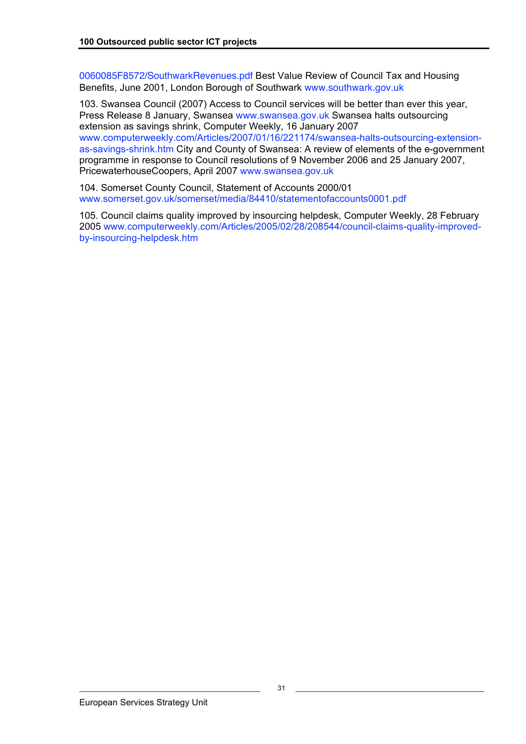0060085F8572/SouthwarkRevenues.pdf Best Value Review of Council Tax and Housing Benefits, June 2001, London Borough of Southwark www.southwark.gov.uk

103. Swansea Council (2007) Access to Council services will be better than ever this year, Press Release 8 January, Swansea www.swansea.gov.uk Swansea halts outsourcing extension as savings shrink, Computer Weekly, 16 January 2007 www.computerweekly.com/Articles/2007/01/16/221174/swansea-halts-outsourcing-extension-as-savings-shrink.htm City and County of Swansea: A review of elements of the e-government programme in response to Council resolutions of 9 November 2006 and 25 January 2007, PricewaterhouseCoopers, April 2007 www.swansea.gov.uk

104. Somerset County Council, Statement of Accounts 2000/01 www.somerset.gov.uk/somerset/media/84410/statementofaccounts0001.pdf

105. Council claims quality improved by insourcing helpdesk, Computer Weekly, 28 February 2005 www.computerweekly.com/Articles/2005/02/28/208544/council-claims-quality-improved-by-insourcing-helpdesk.htm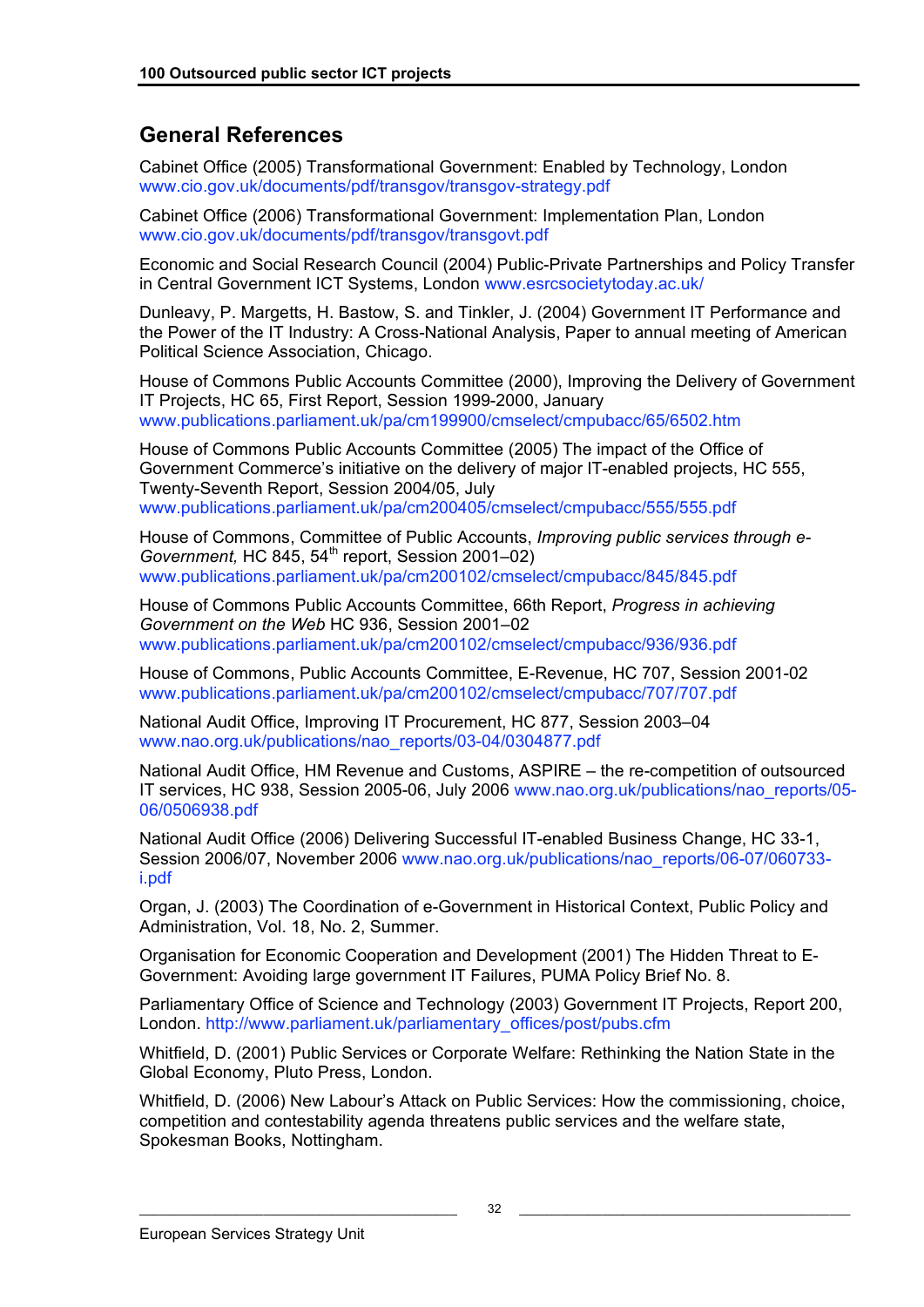## General References

Cabinet Office (2005) Transformational Government: Enabled by Technology, London www.cio.gov.uk/documents/pdf/transgov/transgov-strategy.pdf

Cabinet Office (2006) Transformational Government: Implementation Plan, London www.cio.gov.uk/documents/pdf/transgov/transgovt.pdf

Economic and Social Research Council (2004) Public-Private Partnerships and Policy Transfer in Central Government ICT Systems, London www.esrcsocietytoday.ac.uk/

Dunleavy, P. Margetts, H. Bastow, S. and Tinkler, J. (2004) Government IT Performance and the Power of the IT Industry: A Cross-National Analysis, Paper to annual meeting of American Political Science Association, Chicago.

House of Commons Public Accounts Committee (2000), Improving the Delivery of Government IT Projects, HC 65, First Report, Session 1999-2000, January www.publications.parliament.uk/pa/cm199900/cmselect/cmpubacc/65/6502.htm

House of Commons Public Accounts Committee (2005) The impact of the Office of Government Commerce's initiative on the delivery of major IT-enabled projects, HC 555, Twenty-Seventh Report, Session 2004/05, July www.publications.parliament.uk/pa/cm200405/cmselect/cmpubacc/555/555.pdf

House of Commons, Committee of Public Accounts, *Improving public services through e-Government,* HC 845, 54th report, Session 2001–02) www.publications.parliament.uk/pa/cm200102/cmselect/cmpubacc/845/845.pdf

House of Commons Public Accounts Committee, 66th Report, *Progress in achieving Government on the Web* HC 936, Session 2001–02 www.publications.parliament.uk/pa/cm200102/cmselect/cmpubacc/936/936.pdf

House of Commons, Public Accounts Committee, E-Revenue, HC 707, Session 2001-02 www.publications.parliament.uk/pa/cm200102/cmselect/cmpubacc/707/707.pdf

National Audit Office, Improving IT Procurement, HC 877, Session 2003–04 www.nao.org.uk/publications/nao_reports/03-04/0304877.pdf

National Audit Office, HM Revenue and Customs, ASPIRE – the re-competition of outsourced IT services, HC 938, Session 2005-06, July 2006 www.nao.org.uk/publications/nao_reports/05-06/0506938.pdf

National Audit Office (2006) Delivering Successful IT-enabled Business Change, HC 33-1, Session 2006/07, November 2006 www.nao.org.uk/publications/nao_reports/06-07/060733-i.pdf

Organ, J. (2003) The Coordination of e-Government in Historical Context, Public Policy and Administration, Vol. 18, No. 2, Summer.

Organisation for Economic Cooperation and Development (2001) The Hidden Threat to E-Government: Avoiding large government IT Failures, PUMA Policy Brief No. 8.

Parliamentary Office of Science and Technology (2003) Government IT Projects, Report 200, London. http://www.parliament.uk/parliamentary_offices/post/pubs.cfm

Whitfield, D. (2001) Public Services or Corporate Welfare: Rethinking the Nation State in the Global Economy, Pluto Press, London.

Whitfield, D. (2006) New Labour's Attack on Public Services: How the commissioning, choice, competition and contestability agenda threatens public services and the welfare state, Spokesman Books, Nottingham.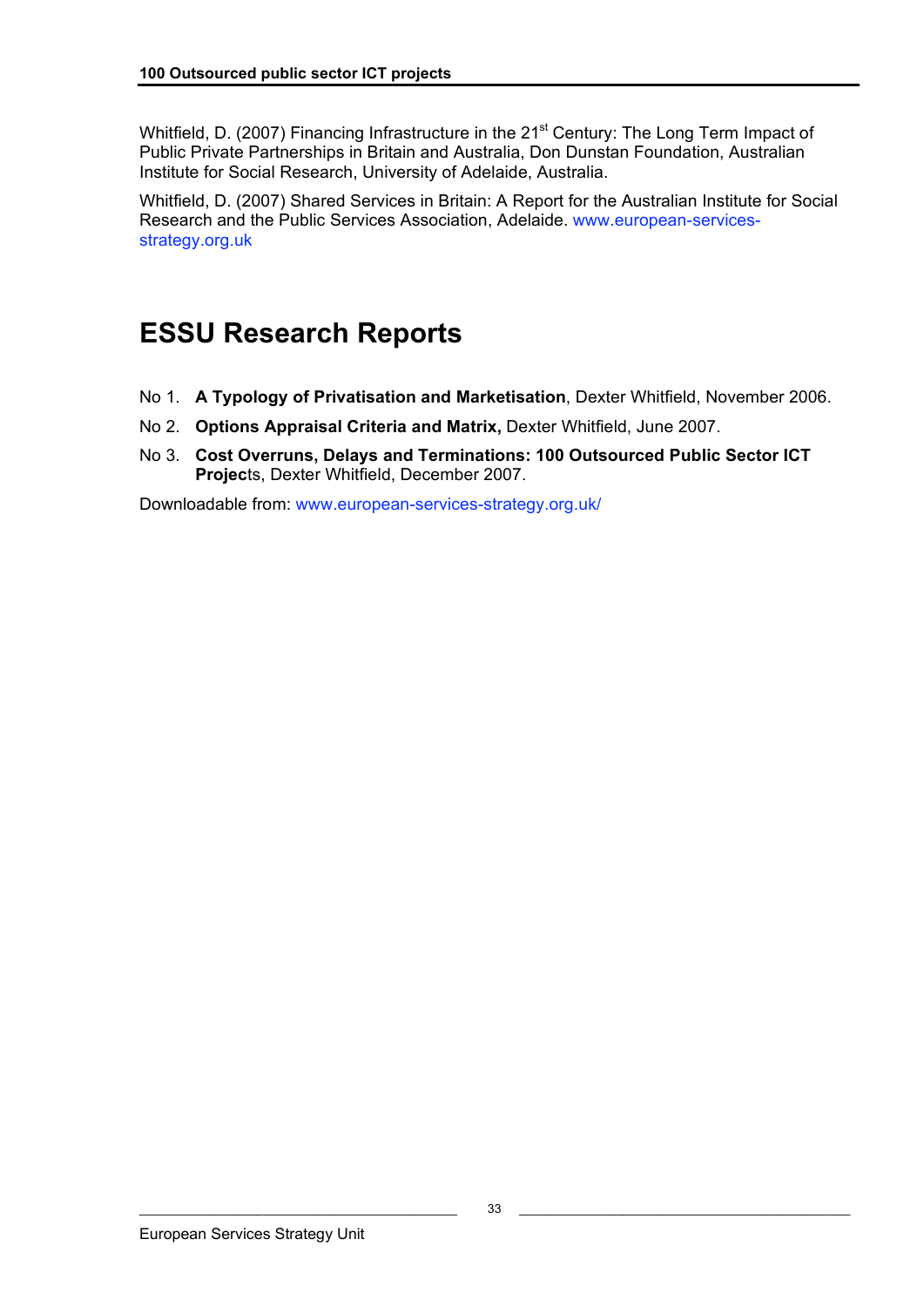Whitfield, D. (2007) Financing Infrastructure in the 21st Century: The Long Term Impact of Public Private Partnerships in Britain and Australia, Don Dunstan Foundation, Australian Institute for Social Research, University of Adelaide, Australia.

Whitfield, D. (2007) Shared Services in Britain: A Report for the Australian Institute for Social Research and the Public Services Association, Adelaide. www.european-services-strategy.org.uk

# ESSU Research Reports

No 1. **A Typology of Privatisation and Marketisation**, Dexter Whitfield, November 2006.

No 2. **Options Appraisal Criteria and Matrix,** Dexter Whitfield, June 2007.

No 3. **Cost Overruns, Delays and Terminations: 100 Outsourced Public Sector ICT Projec**ts, Dexter Whitfield, December 2007.

Downloadable from: www.european-services-strategy.org.uk/